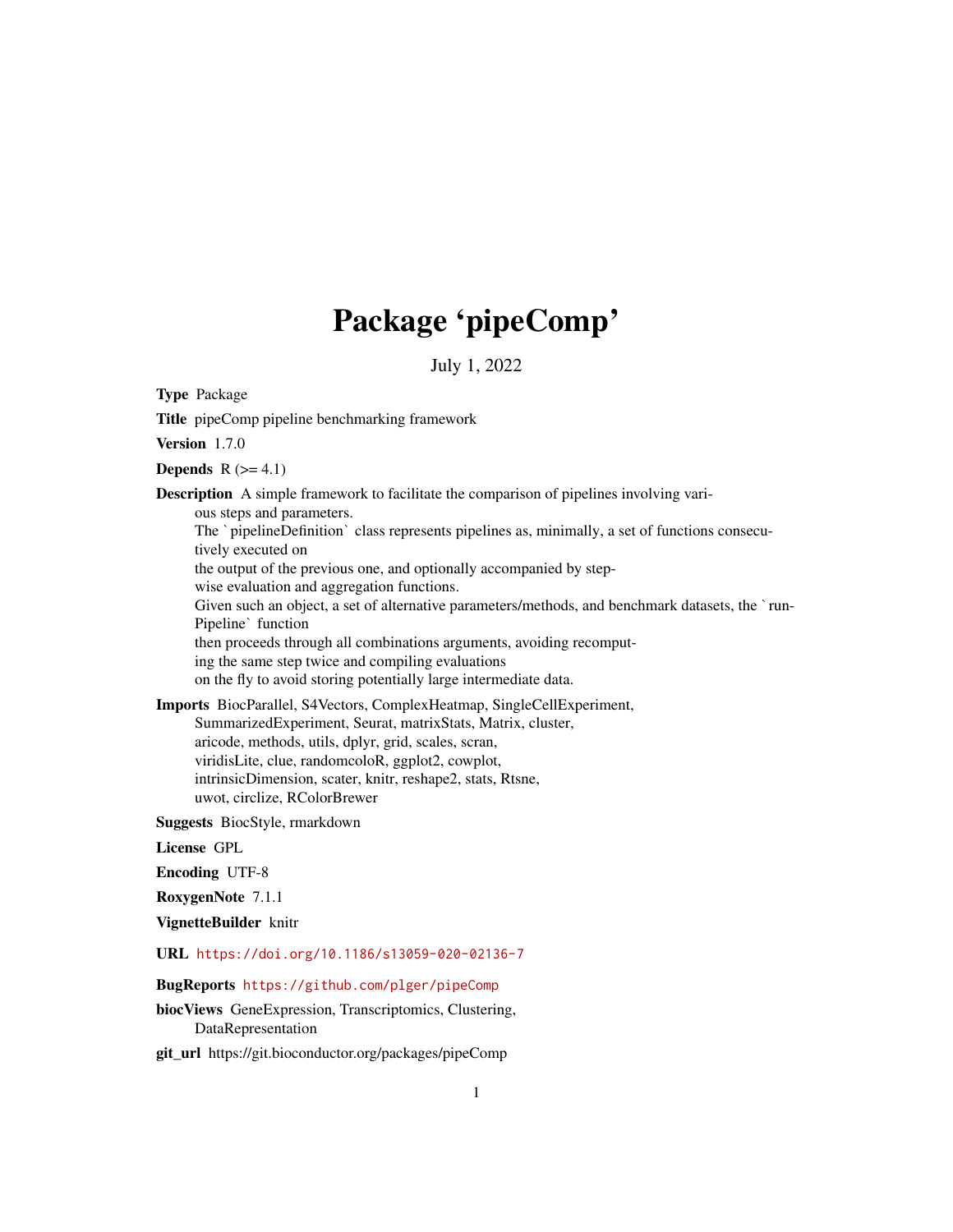# Package 'pipeComp'

July 1, 2022

**Type** Package

**Title** pipeComp pipeline benchmarking framework

**Version** 1.7.0

**Depends** R (>= 4.1)

**Description** A simple framework to facilitate the comparison of pipelines involving various steps and parameters.
The `pipelineDefinition` class represents pipelines as, minimally, a set of functions consecutively executed on
the output of the previous one, and optionally accompanied by step-wise evaluation and aggregation functions.
Given such an object, a set of alternative parameters/methods, and benchmark datasets, the `runPipeline` function
then proceeds through all combinations arguments, avoiding recomputing the same step twice and compiling evaluations
on the fly to avoid storing potentially large intermediate data.

**Imports** BiocParallel, S4Vectors, ComplexHeatmap, SingleCellExperiment, SummarizedExperiment, Seurat, matrixStats, Matrix, cluster, aricode, methods, utils, dplyr, grid, scales, scran, viridisLite, clue, randomcoloR, ggplot2, cowplot, intrinsicDimension, scater, knitr, reshape2, stats, Rtsne, uwot, circlize, RColorBrewer

**Suggests** BiocStyle, rmarkdown

**License** GPL

**Encoding** UTF-8

**RoxygenNote** 7.1.1

**VignetteBuilder** knitr

**URL** https://doi.org/10.1186/s13059-020-02136-7

**BugReports** https://github.com/plger/pipeComp

**biocViews** GeneExpression, Transcriptomics, Clustering, DataRepresentation

**git_url** https://git.bioconductor.org/packages/pipeComp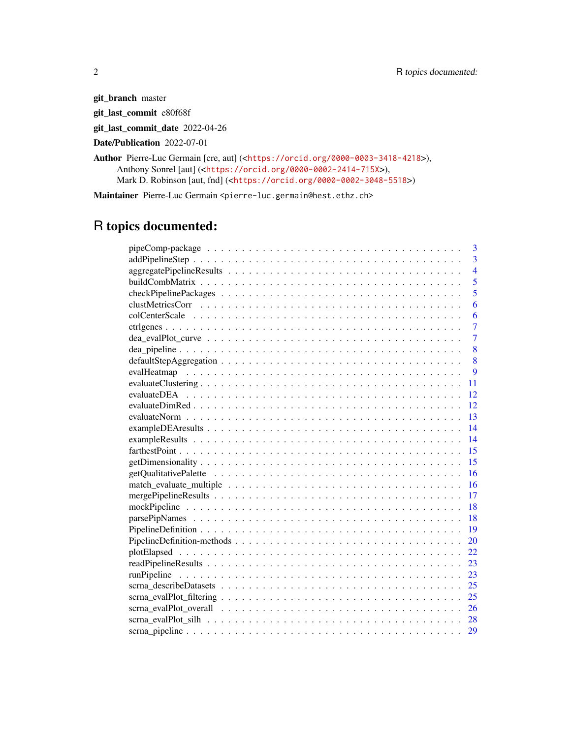**git_branch** master

**git_last_commit** e80f68f

**git_last_commit_date** 2022-04-26

**Date/Publication** 2022-07-01

**Author** Pierre-Luc Germain [cre, aut] (<https://orcid.org/0000-0003-3418-4218>), Anthony Sonrel [aut] (<https://orcid.org/0000-0002-2414-715X>), Mark D. Robinson [aut, fnd] (<https://orcid.org/0000-0002-3048-5518>)

**Maintainer** Pierre-Luc Germain <pierre-luc.germain@hest.ethz.ch>

# R topics documented:

- pipeComp-package . . . . . . . . . . . . . . . . . . . . . . . . . . . . . . . . . . . . 3
- addPipelineStep . . . . . . . . . . . . . . . . . . . . . . . . . . . . . . . . . . . . 3
- aggregatePipelineResults . . . . . . . . . . . . . . . . . . . . . . . . . . . . . . . . 4
- buildCombMatrix . . . . . . . . . . . . . . . . . . . . . . . . . . . . . . . . . . . . 5
- checkPipelinePackages . . . . . . . . . . . . . . . . . . . . . . . . . . . . . . . . . 5
- clustMetricsCorr . . . . . . . . . . . . . . . . . . . . . . . . . . . . . . . . . . . . 6
- colCenterScale . . . . . . . . . . . . . . . . . . . . . . . . . . . . . . . . . . . . 6
- ctrlgenes . . . . . . . . . . . . . . . . . . . . . . . . . . . . . . . . . . . . . . . 7
- dea_evalPlot_curve . . . . . . . . . . . . . . . . . . . . . . . . . . . . . . . . . . 7
- dea_pipeline . . . . . . . . . . . . . . . . . . . . . . . . . . . . . . . . . . . . . 8
- defaultStepAggregation . . . . . . . . . . . . . . . . . . . . . . . . . . . . . . . . 8
- evalHeatmap . . . . . . . . . . . . . . . . . . . . . . . . . . . . . . . . . . . . . 9
- evaluateClustering . . . . . . . . . . . . . . . . . . . . . . . . . . . . . . . . . . 11
- evaluateDEA . . . . . . . . . . . . . . . . . . . . . . . . . . . . . . . . . . . . . 12
- evaluateDimRed . . . . . . . . . . . . . . . . . . . . . . . . . . . . . . . . . . . . 12
- evaluateNorm . . . . . . . . . . . . . . . . . . . . . . . . . . . . . . . . . . . . 13
- exampleDEAresults . . . . . . . . . . . . . . . . . . . . . . . . . . . . . . . . . . 14
- exampleResults . . . . . . . . . . . . . . . . . . . . . . . . . . . . . . . . . . . . 14
- farthestPoint . . . . . . . . . . . . . . . . . . . . . . . . . . . . . . . . . . . . . 15
- getDimensionality . . . . . . . . . . . . . . . . . . . . . . . . . . . . . . . . . . . 15
- getQualitativePalette . . . . . . . . . . . . . . . . . . . . . . . . . . . . . . . . . 16
- match_evaluate_multiple . . . . . . . . . . . . . . . . . . . . . . . . . . . . . . . 16
- mergePipelineResults . . . . . . . . . . . . . . . . . . . . . . . . . . . . . . . . . 17
- mockPipeline . . . . . . . . . . . . . . . . . . . . . . . . . . . . . . . . . . . . . 18
- parsePipNames . . . . . . . . . . . . . . . . . . . . . . . . . . . . . . . . . . . . 18
- PipelineDefinition . . . . . . . . . . . . . . . . . . . . . . . . . . . . . . . . . . . 19
- PipelineDefinition-methods . . . . . . . . . . . . . . . . . . . . . . . . . . . . . . 20
- plotElapsed . . . . . . . . . . . . . . . . . . . . . . . . . . . . . . . . . . . . . . 22
- readPipelineResults . . . . . . . . . . . . . . . . . . . . . . . . . . . . . . . . . . 23
- runPipeline . . . . . . . . . . . . . . . . . . . . . . . . . . . . . . . . . . . . . . 23
- scrna_describeDatasets . . . . . . . . . . . . . . . . . . . . . . . . . . . . . . . . 25
- scrna_evalPlot_filtering . . . . . . . . . . . . . . . . . . . . . . . . . . . . . . . . 25
- scrna_evalPlot_overall . . . . . . . . . . . . . . . . . . . . . . . . . . . . . . . . 26
- scrna_evalPlot_silh . . . . . . . . . . . . . . . . . . . . . . . . . . . . . . . . . . 28
- scrna_pipeline . . . . . . . . . . . . . . . . . . . . . . . . . . . . . . . . . . . . . 29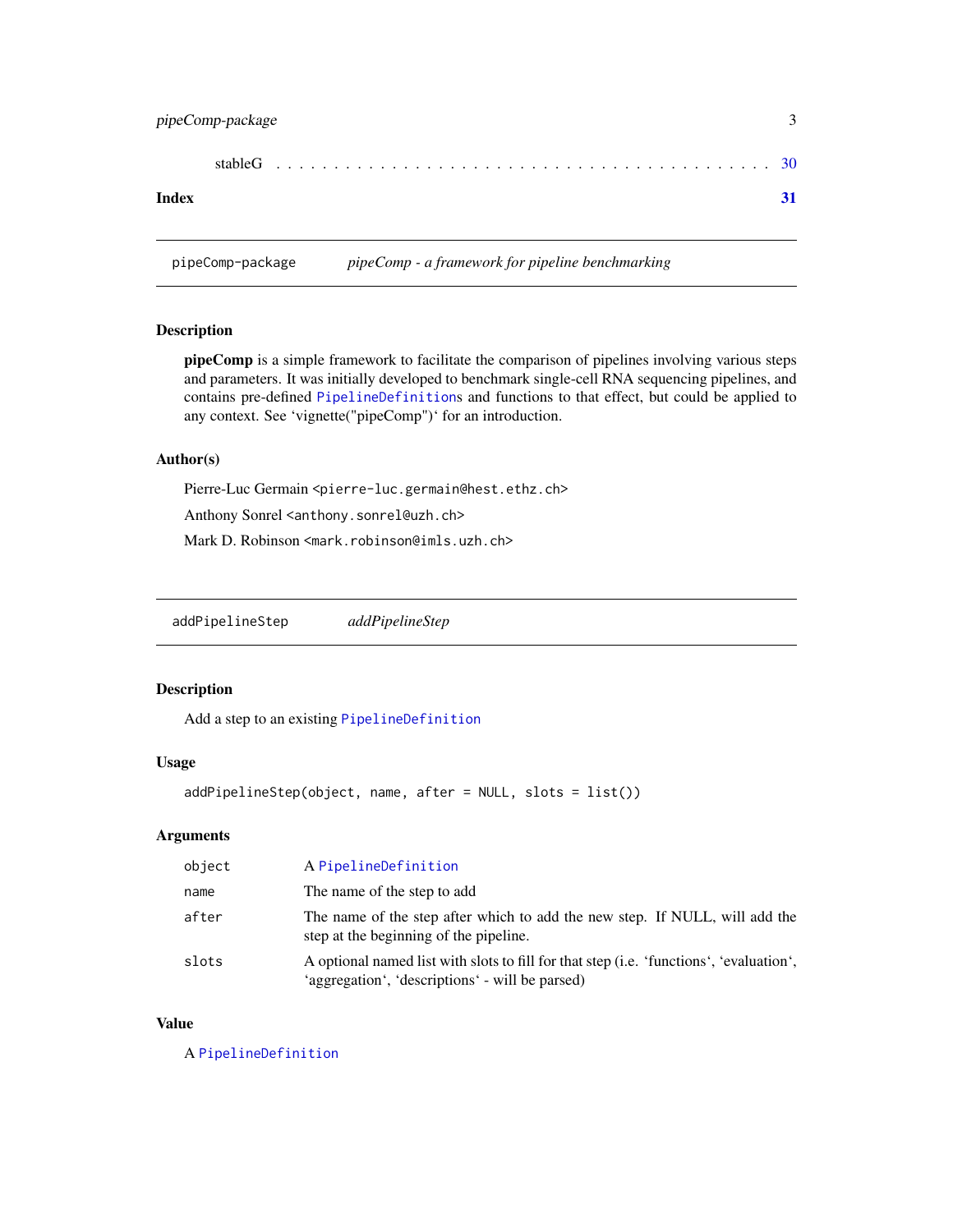stableG . . . . . . . . . . . . . . . . . . . . . . . . . . . . . . . . . . . . . . . . . 30

**Index** **31**

---

`pipeComp-package` *pipeComp - a framework for pipeline benchmarking*

---

### Description

**pipeComp** is a simple framework to facilitate the comparison of pipelines involving various steps and parameters. It was initially developed to benchmark single-cell RNA sequencing pipelines, and contains pre-defined `PipelineDefinition`s and functions to that effect, but could be applied to any context. See 'vignette("pipeComp")' for an introduction.

### Author(s)

Pierre-Luc Germain `<pierre-luc.germain@hest.ethz.ch>`

Anthony Sonrel `<anthony.sonrel@uzh.ch>`

Mark D. Robinson `<mark.robinson@imls.uzh.ch>`

---

`addPipelineStep` *addPipelineStep*

---

### Description

Add a step to an existing `PipelineDefinition`

### Usage

```
addPipelineStep(object, name, after = NULL, slots = list())
```

### Arguments

| | |
|---|---|
| `object` | A `PipelineDefinition` |
| `name` | The name of the step to add |
| `after` | The name of the step after which to add the new step. If NULL, will add the step at the beginning of the pipeline. |
| `slots` | A optional named list with slots to fill for that step (i.e. 'functions', 'evaluation', 'aggregation', 'descriptions' - will be parsed) |

### Value

A `PipelineDefinition`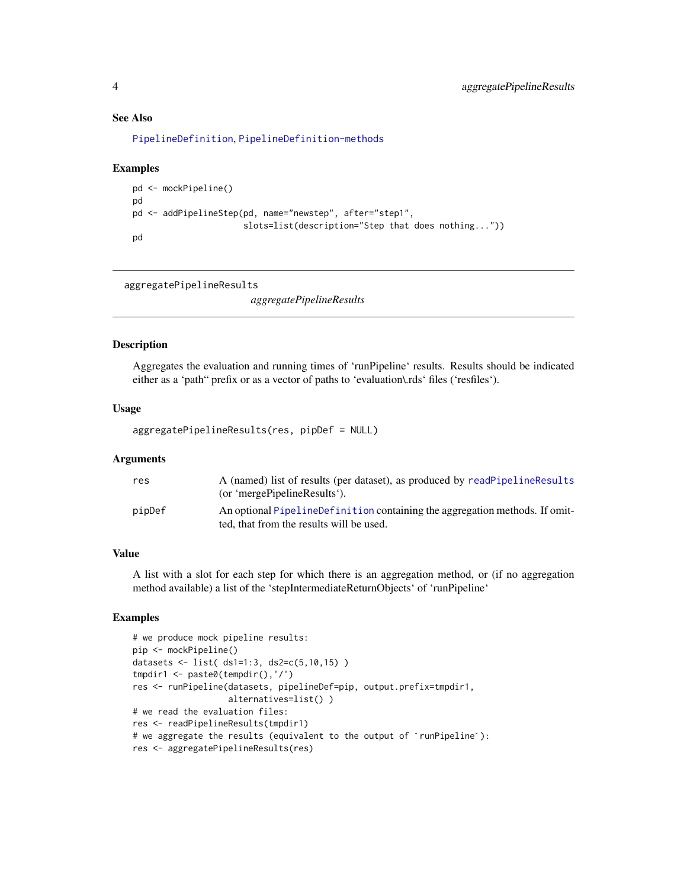### See Also

PipelineDefinition, PipelineDefinition-methods

### Examples

```
pd <- mockPipeline()
pd
pd <- addPipelineStep(pd, name="newstep", after="step1",
                      slots=list(description="Step that does nothing..."))
pd
```

---

## aggregatePipelineResults

*aggregatePipelineResults*

---

### Description

Aggregates the evaluation and running times of 'runPipeline' results. Results should be indicated either as a 'path" prefix or as a vector of paths to 'evaluation\.rds' files ('resfiles').

### Usage

```
aggregatePipelineResults(res, pipDef = NULL)
```

### Arguments

| | |
|---|---|
| res | A (named) list of results (per dataset), as produced by readPipelineResults (or 'mergePipelineResults'). |
| pipDef | An optional PipelineDefinition containing the aggregation methods. If omitted, that from the results will be used. |

### Value

A list with a slot for each step for which there is an aggregation method, or (if no aggregation method available) a list of the 'stepIntermediateReturnObjects' of 'runPipeline'

### Examples

```
# we produce mock pipeline results:
pip <- mockPipeline()
datasets <- list( ds1=1:3, ds2=c(5,10,15) )
tmpdir1 <- paste0(tempdir(),'/')
res <- runPipeline(datasets, pipelineDef=pip, output.prefix=tmpdir1,
                   alternatives=list() )
# we read the evaluation files:
res <- readPipelineResults(tmpdir1)
# we aggregate the results (equivalent to the output of `runPipeline`):
res <- aggregatePipelineResults(res)
```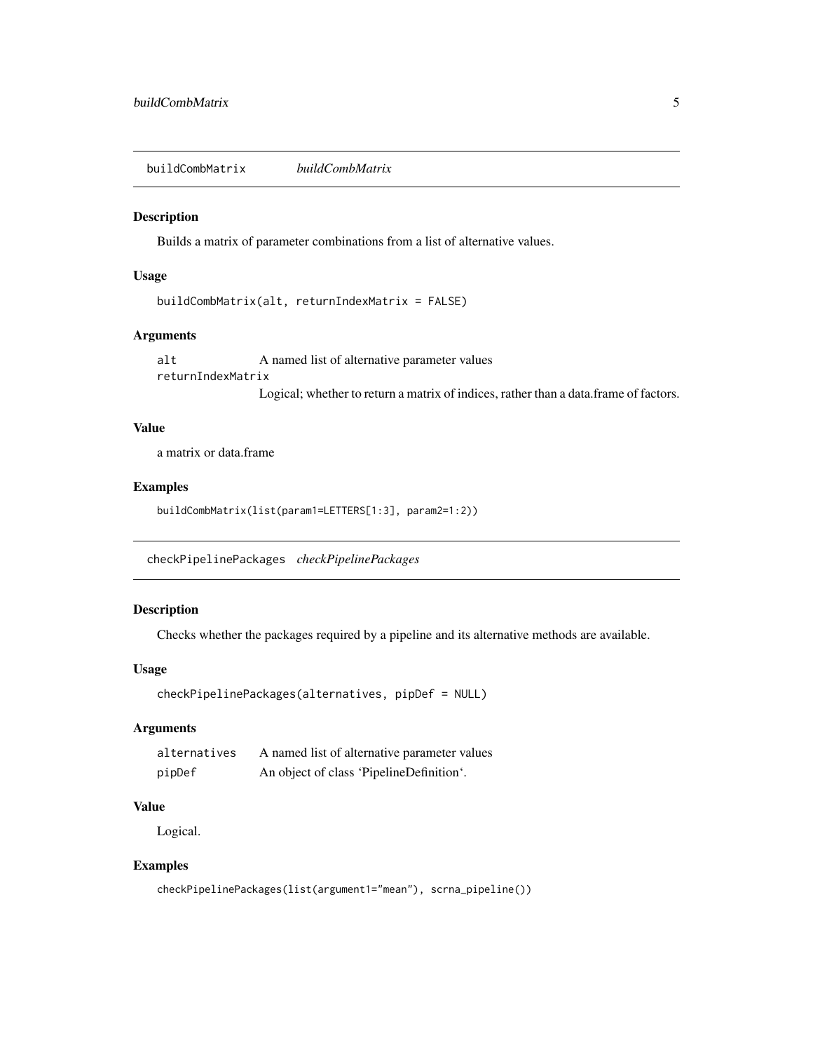## buildCombMatrix *buildCombMatrix*

### Description

Builds a matrix of parameter combinations from a list of alternative values.

### Usage

```
buildCombMatrix(alt, returnIndexMatrix = FALSE)
```

### Arguments

| | |
|---|---|
| `alt` | A named list of alternative parameter values |
| `returnIndexMatrix` | Logical; whether to return a matrix of indices, rather than a data.frame of factors. |

### Value

a matrix or data.frame

### Examples

```
buildCombMatrix(list(param1=LETTERS[1:3], param2=1:2))
```

## checkPipelinePackages *checkPipelinePackages*

### Description

Checks whether the packages required by a pipeline and its alternative methods are available.

### Usage

```
checkPipelinePackages(alternatives, pipDef = NULL)
```

### Arguments

| | |
|---|---|
| `alternatives` | A named list of alternative parameter values |
| `pipDef` | An object of class 'PipelineDefinition'. |

### Value

Logical.

### Examples

```
checkPipelinePackages(list(argument1="mean"), scrna_pipeline())
```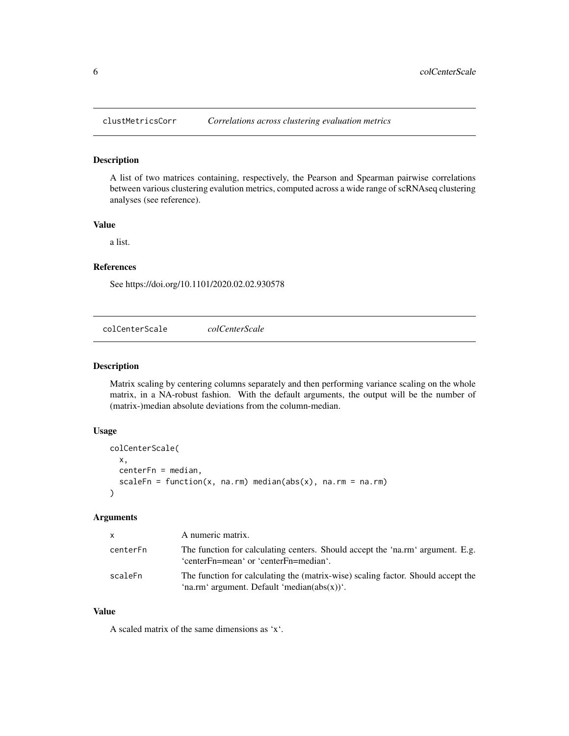## clustMetricsCorr *Correlations across clustering evaluation metrics*

### Description

A list of two matrices containing, respectively, the Pearson and Spearman pairwise correlations between various clustering evalution metrics, computed across a wide range of scRNAseq clustering analyses (see reference).

### Value

a list.

### References

See https://doi.org/10.1101/2020.02.02.930578

## colCenterScale *colCenterScale*

### Description

Matrix scaling by centering columns separately and then performing variance scaling on the whole matrix, in a NA-robust fashion. With the default arguments, the output will be the number of (matrix-)median absolute deviations from the column-median.

### Usage

```
colCenterScale(
  x,
  centerFn = median,
  scaleFn = function(x, na.rm) median(abs(x), na.rm = na.rm)
)
```

### Arguments

| | |
|---|---|
| x | A numeric matrix. |
| centerFn | The function for calculating centers. Should accept the 'na.rm' argument. E.g. 'centerFn=mean' or 'centerFn=median'. |
| scaleFn | The function for calculating the (matrix-wise) scaling factor. Should accept the 'na.rm' argument. Default 'median(abs(x))'. |

### Value

A scaled matrix of the same dimensions as 'x'.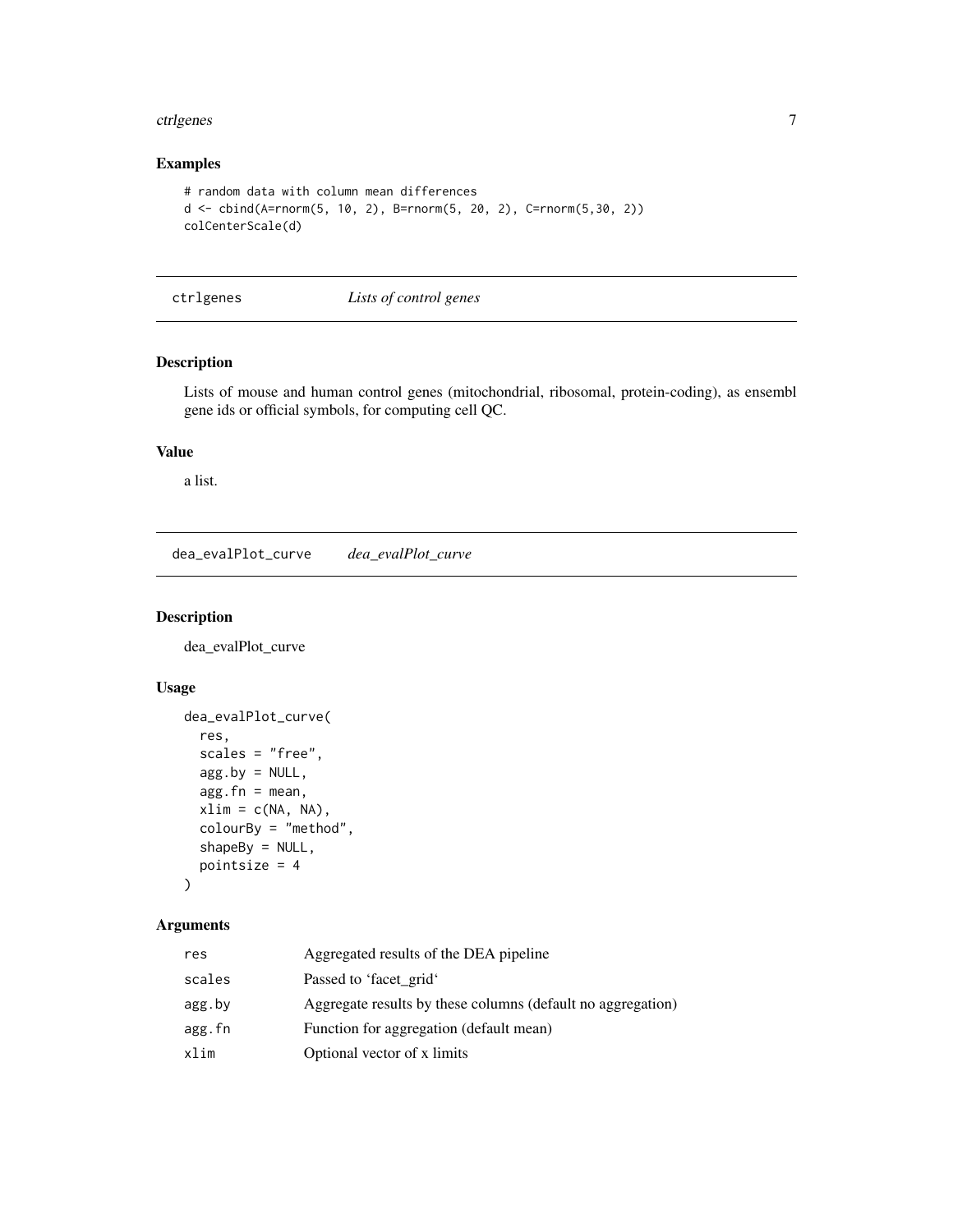## Examples

```
# random data with column mean differences
d <- cbind(A=rnorm(5, 10, 2), B=rnorm(5, 20, 2), C=rnorm(5,30, 2))
colCenterScale(d)
```

---

# ctrlgenes — *Lists of control genes*

## Description

Lists of mouse and human control genes (mitochondrial, ribosomal, protein-coding), as ensembl gene ids or official symbols, for computing cell QC.

## Value

a list.

---

# dea_evalPlot_curve — *dea_evalPlot_curve*

## Description

dea_evalPlot_curve

## Usage

```
dea_evalPlot_curve(
  res,
  scales = "free",
  agg.by = NULL,
  agg.fn = mean,
  xlim = c(NA, NA),
  colourBy = "method",
  shapeBy = NULL,
  pointsize = 4
)
```

## Arguments

| | |
|---|---|
| res | Aggregated results of the DEA pipeline |
| scales | Passed to 'facet_grid' |
| agg.by | Aggregate results by these columns (default no aggregation) |
| agg.fn | Function for aggregation (default mean) |
| xlim | Optional vector of x limits |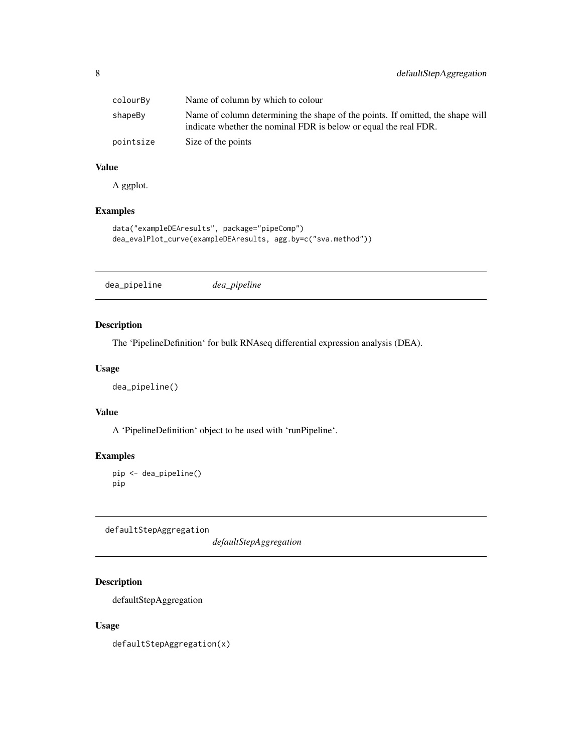| | |
|---|---|
| colourBy | Name of column by which to colour |
| shapeBy | Name of column determining the shape of the points. If omitted, the shape will indicate whether the nominal FDR is below or equal the real FDR. |
| pointsize | Size of the points |

### Value

A ggplot.

### Examples

```
data("exampleDEAresults", package="pipeComp")
dea_evalPlot_curve(exampleDEAresults, agg.by=c("sva.method"))
```

---

## dea_pipeline *dea_pipeline*

---

### Description

The 'PipelineDefinition' for bulk RNAseq differential expression analysis (DEA).

### Usage

```
dea_pipeline()
```

### Value

A 'PipelineDefinition' object to be used with 'runPipeline'.

### Examples

```
pip <- dea_pipeline()
pip
```

---

## defaultStepAggregation *defaultStepAggregation*

---

### Description

defaultStepAggregation

### Usage

```
defaultStepAggregation(x)
```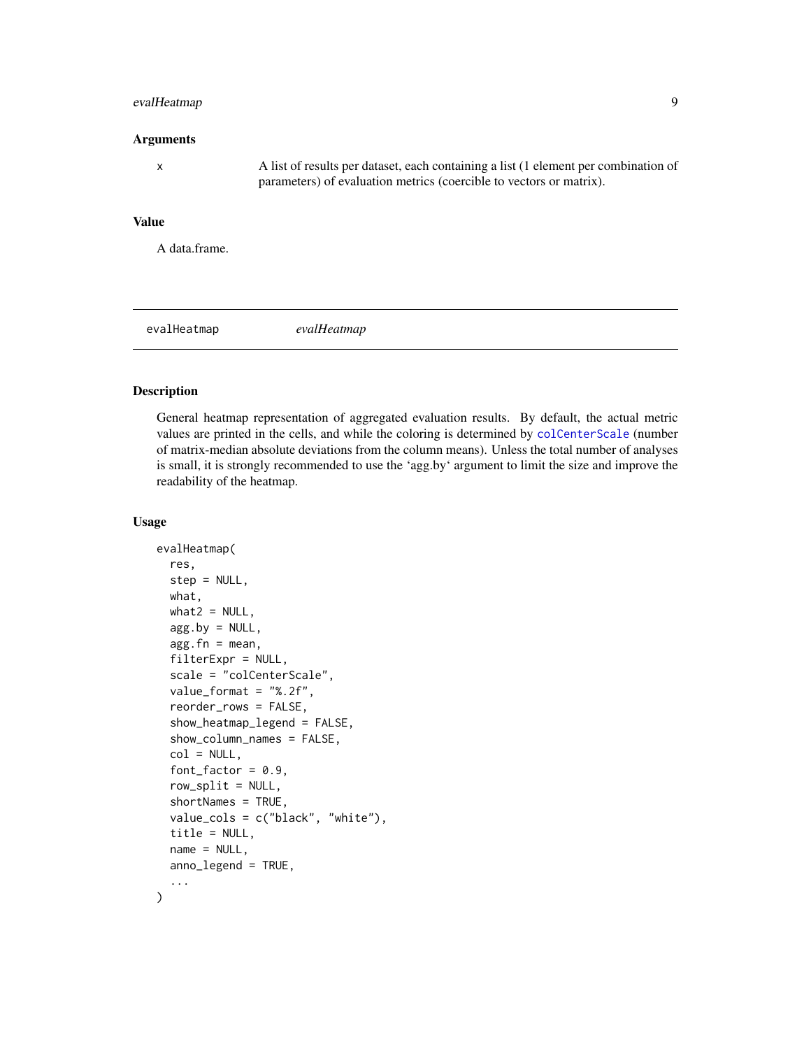### Arguments

x	A list of results per dataset, each containing a list (1 element per combination of parameters) of evaluation metrics (coercible to vectors or matrix).

### Value

A data.frame.

---

## evalHeatmap	*evalHeatmap*

---

### Description

General heatmap representation of aggregated evaluation results. By default, the actual metric values are printed in the cells, and while the coloring is determined by `colCenterScale` (number of matrix-median absolute deviations from the column means). Unless the total number of analyses is small, it is strongly recommended to use the 'agg.by' argument to limit the size and improve the readability of the heatmap.

### Usage

```
evalHeatmap(
  res,
  step = NULL,
  what,
  what2 = NULL,
  agg.by = NULL,
  agg.fn = mean,
  filterExpr = NULL,
  scale = "colCenterScale",
  value_format = "%.2f",
  reorder_rows = FALSE,
  show_heatmap_legend = FALSE,
  show_column_names = FALSE,
  col = NULL,
  font_factor = 0.9,
  row_split = NULL,
  shortNames = TRUE,
  value_cols = c("black", "white"),
  title = NULL,
  name = NULL,
  anno_legend = TRUE,
  ...
)
```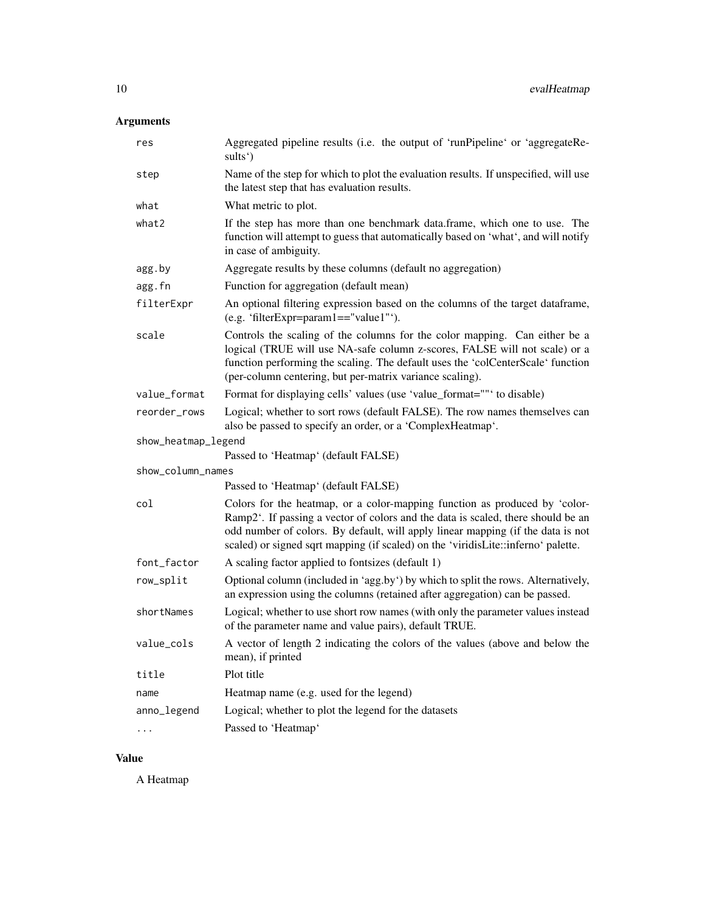## Arguments

| | |
|---|---|
| res | Aggregated pipeline results (i.e. the output of 'runPipeline' or 'aggregateResults') |
| step | Name of the step for which to plot the evaluation results. If unspecified, will use the latest step that has evaluation results. |
| what | What metric to plot. |
| what2 | If the step has more than one benchmark data.frame, which one to use. The function will attempt to guess that automatically based on 'what', and will notify in case of ambiguity. |
| agg.by | Aggregate results by these columns (default no aggregation) |
| agg.fn | Function for aggregation (default mean) |
| filterExpr | An optional filtering expression based on the columns of the target dataframe, (e.g. 'filterExpr=param1=="value1"'). |
| scale | Controls the scaling of the columns for the color mapping. Can either be a logical (TRUE will use NA-safe column z-scores, FALSE will not scale) or a function performing the scaling. The default uses the 'colCenterScale' function (per-column centering, but per-matrix variance scaling). |
| value_format | Format for displaying cells' values (use 'value_format=""' to disable) |
| reorder_rows | Logical; whether to sort rows (default FALSE). The row names themselves can also be passed to specify an order, or a 'ComplexHeatmap'. |
| show_heatmap_legend | Passed to 'Heatmap' (default FALSE) |
| show_column_names | Passed to 'Heatmap' (default FALSE) |
| col | Colors for the heatmap, or a color-mapping function as produced by 'colorRamp2'. If passing a vector of colors and the data is scaled, there should be an odd number of colors. By default, will apply linear mapping (if the data is not scaled) or signed sqrt mapping (if scaled) on the 'viridisLite::inferno' palette. |
| font_factor | A scaling factor applied to fontsizes (default 1) |
| row_split | Optional column (included in 'agg.by') by which to split the rows. Alternatively, an expression using the columns (retained after aggregation) can be passed. |
| shortNames | Logical; whether to use short row names (with only the parameter values instead of the parameter name and value pairs), default TRUE. |
| value_cols | A vector of length 2 indicating the colors of the values (above and below the mean), if printed |
| title | Plot title |
| name | Heatmap name (e.g. used for the legend) |
| anno_legend | Logical; whether to plot the legend for the datasets |
| ... | Passed to 'Heatmap' |

## Value

A Heatmap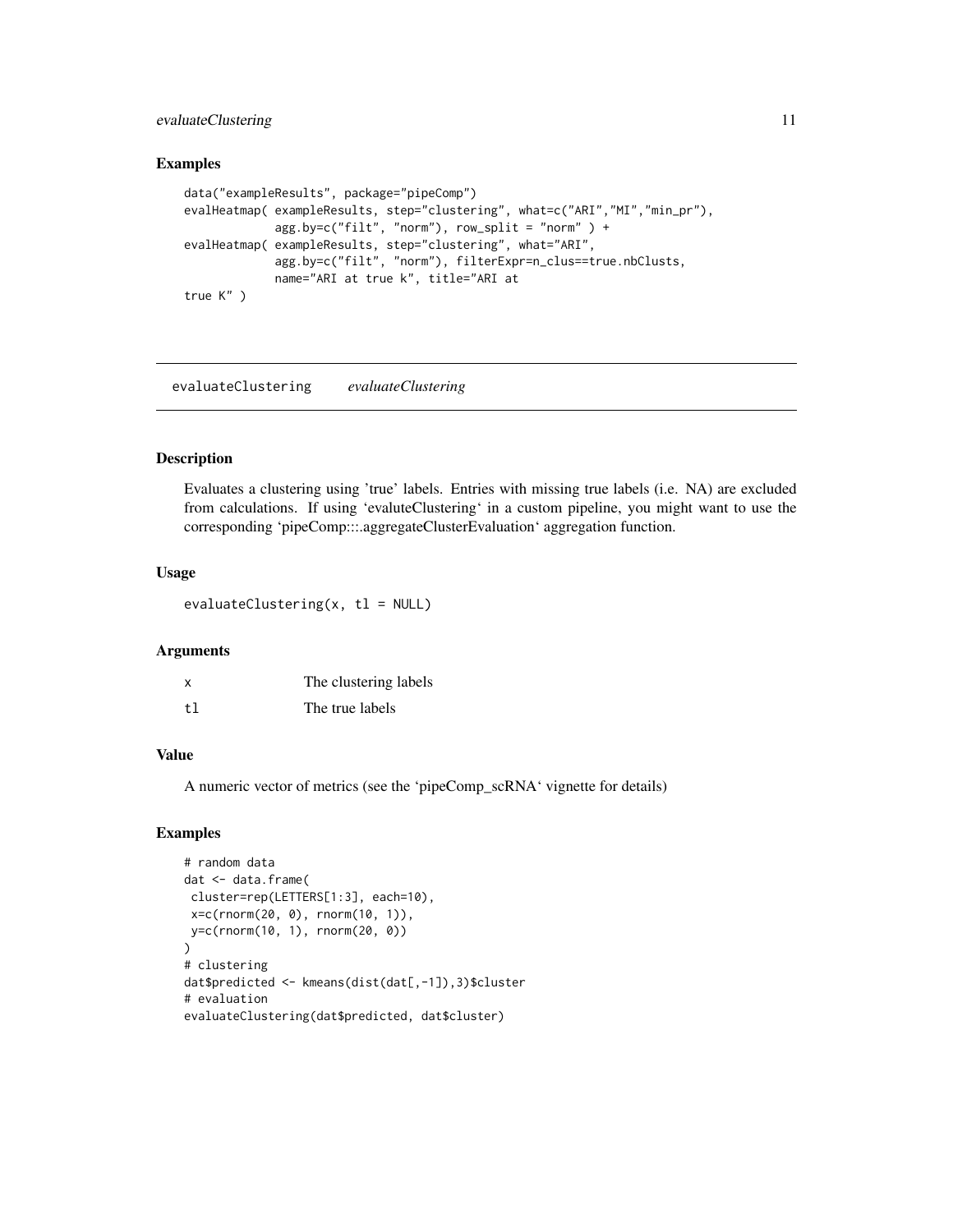### Examples

```
data("exampleResults", package="pipeComp")
evalHeatmap( exampleResults, step="clustering", what=c("ARI","MI","min_pr"),
             agg.by=c("filt", "norm"), row_split = "norm" ) +
evalHeatmap( exampleResults, step="clustering", what="ARI",
             agg.by=c("filt", "norm"), filterExpr=n_clus==true.nbClusts,
             name="ARI at true k", title="ARI at
true K" )
```

## evaluateClustering *evaluateClustering*

### Description

Evaluates a clustering using 'true' labels. Entries with missing true labels (i.e. NA) are excluded from calculations. If using 'evaluteClustering' in a custom pipeline, you might want to use the corresponding 'pipeComp:::.aggregateClusterEvaluation' aggregation function.

### Usage

```
evaluateClustering(x, tl = NULL)
```

### Arguments

| | |
|---|---|
| x | The clustering labels |
| tl | The true labels |

### Value

A numeric vector of metrics (see the 'pipeComp_scRNA' vignette for details)

### Examples

```
# random data
dat <- data.frame(
 cluster=rep(LETTERS[1:3], each=10),
 x=c(rnorm(20, 0), rnorm(10, 1)),
 y=c(rnorm(10, 1), rnorm(20, 0))
)
# clustering
dat$predicted <- kmeans(dist(dat[,-1]),3)$cluster
# evaluation
evaluateClustering(dat$predicted, dat$cluster)
```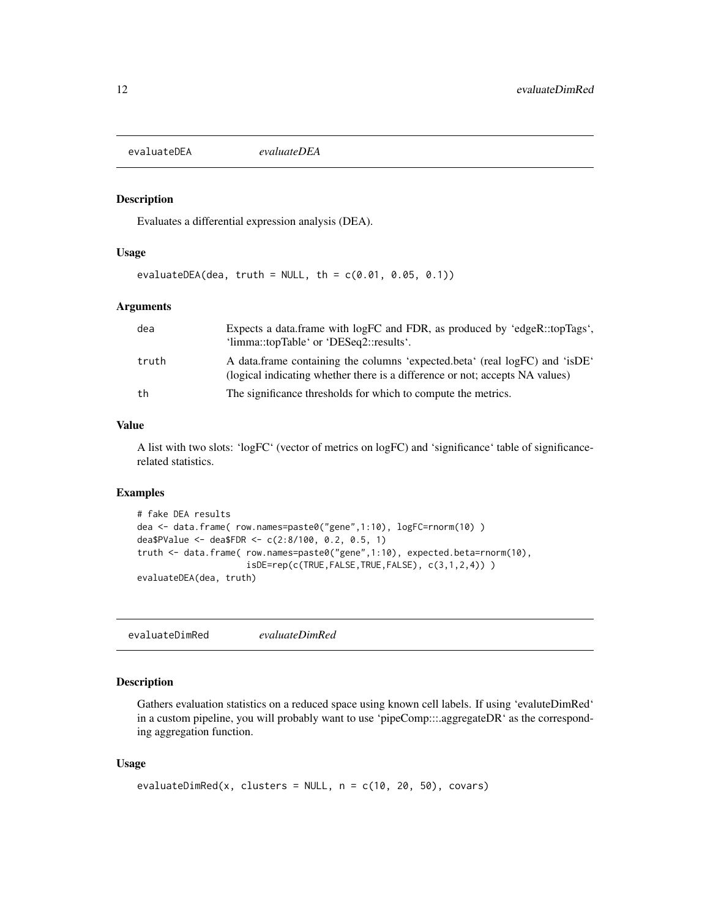## evaluateDEA *evaluateDEA*

### Description

Evaluates a differential expression analysis (DEA).

### Usage

```
evaluateDEA(dea, truth = NULL, th = c(0.01, 0.05, 0.1))
```

### Arguments

| | |
|---|---|
| dea | Expects a data.frame with logFC and FDR, as produced by 'edgeR::topTags', 'limma::topTable' or 'DESeq2::results'. |
| truth | A data.frame containing the columns 'expected.beta' (real logFC) and 'isDE' (logical indicating whether there is a difference or not; accepts NA values) |
| th | The significance thresholds for which to compute the metrics. |

### Value

A list with two slots: 'logFC' (vector of metrics on logFC) and 'significance' table of significance-related statistics.

### Examples

```
# fake DEA results
dea <- data.frame( row.names=paste0("gene",1:10), logFC=rnorm(10) )
dea$PValue <- dea$FDR <- c(2:8/100, 0.2, 0.5, 1)
truth <- data.frame( row.names=paste0("gene",1:10), expected.beta=rnorm(10),
                     isDE=rep(c(TRUE,FALSE,TRUE,FALSE), c(3,1,2,4)) )
evaluateDEA(dea, truth)
```

## evaluateDimRed *evaluateDimRed*

### Description

Gathers evaluation statistics on a reduced space using known cell labels. If using 'evaluteDimRed' in a custom pipeline, you will probably want to use 'pipeComp:::.aggregateDR' as the corresponding aggregation function.

### Usage

```
evaluateDimRed(x, clusters = NULL, n = c(10, 20, 50), covars)
```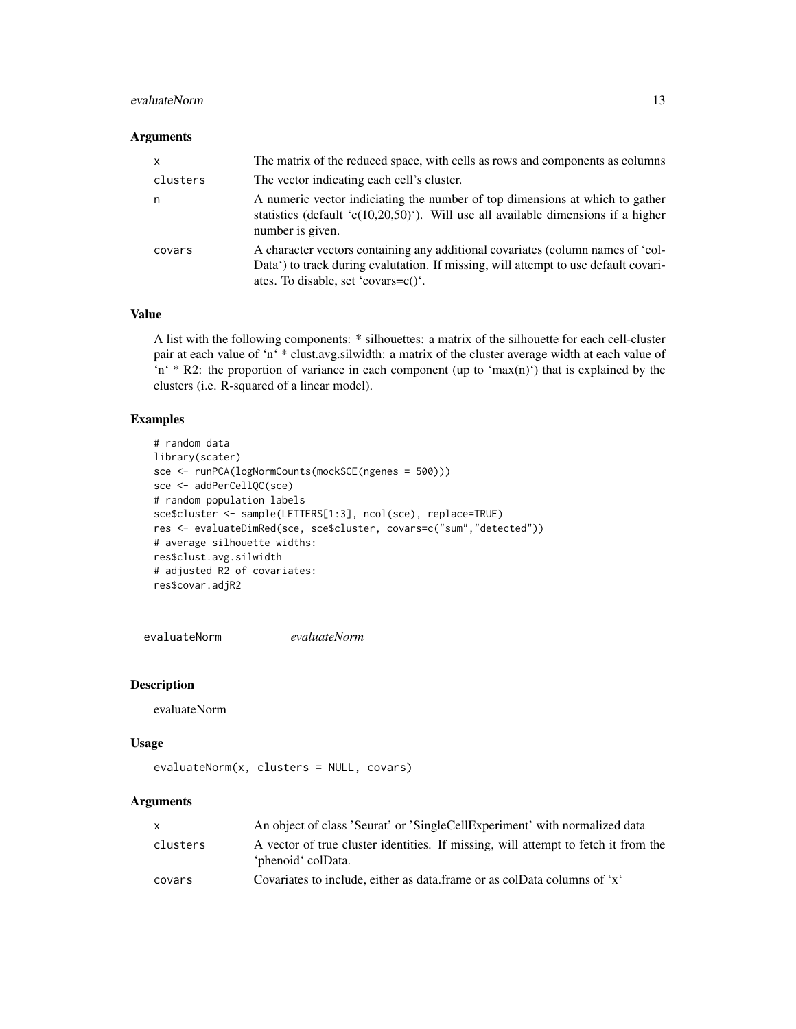### Arguments

| | |
|---|---|
| x | The matrix of the reduced space, with cells as rows and components as columns |
| clusters | The vector indicating each cell's cluster. |
| n | A numeric vector indiciating the number of top dimensions at which to gather statistics (default 'c(10,20,50)'). Will use all available dimensions if a higher number is given. |
| covars | A character vectors containing any additional covariates (column names of 'colData') to track during evalutation. If missing, will attempt to use default covariates. To disable, set 'covars=c()'. |

### Value

A list with the following components: * silhouettes: a matrix of the silhouette for each cell-cluster pair at each value of 'n' * clust.avg.silwidth: a matrix of the cluster average width at each value of 'n' * R2: the proportion of variance in each component (up to 'max(n)') that is explained by the clusters (i.e. R-squared of a linear model).

### Examples

```
# random data
library(scater)
sce <- runPCA(logNormCounts(mockSCE(ngenes = 500)))
sce <- addPerCellQC(sce)
# random population labels
sce$cluster <- sample(LETTERS[1:3], ncol(sce), replace=TRUE)
res <- evaluateDimRed(sce, sce$cluster, covars=c("sum","detected"))
# average silhouette widths:
res$clust.avg.silwidth
# adjusted R2 of covariates:
res$covar.adjR2
```

---

## evaluateNorm *evaluateNorm*

### Description

evaluateNorm

### Usage

```
evaluateNorm(x, clusters = NULL, covars)
```

### Arguments

| | |
|---|---|
| x | An object of class 'Seurat' or 'SingleCellExperiment' with normalized data |
| clusters | A vector of true cluster identities. If missing, will attempt to fetch it from the 'phenoid' colData. |
| covars | Covariates to include, either as data.frame or as colData columns of 'x' |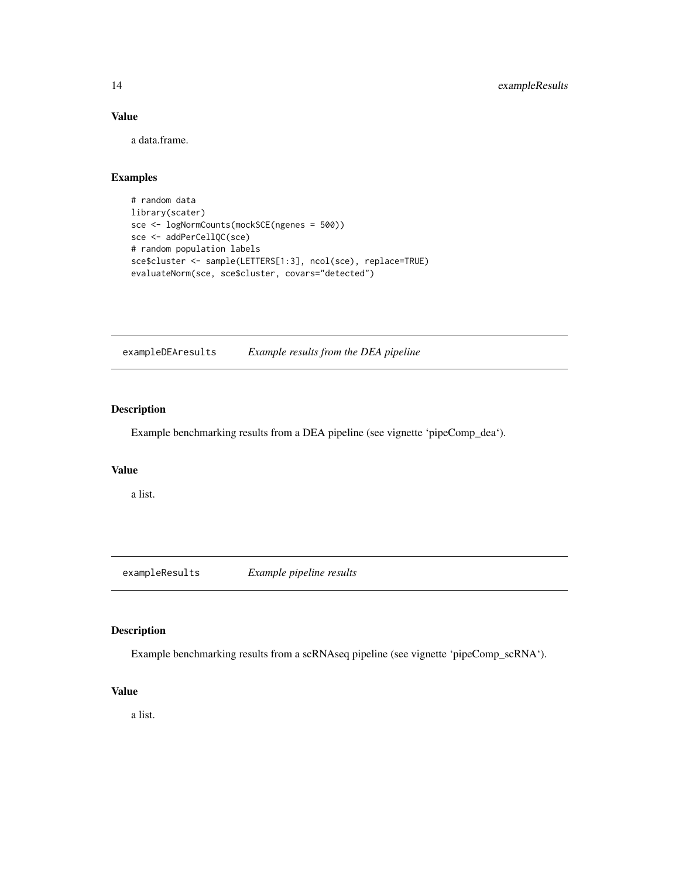### Value

a data.frame.

### Examples

```
# random data
library(scater)
sce <- logNormCounts(mockSCE(ngenes = 500))
sce <- addPerCellQC(sce)
# random population labels
sce$cluster <- sample(LETTERS[1:3], ncol(sce), replace=TRUE)
evaluateNorm(sce, sce$cluster, covars="detected")
```

---

## exampleDEAresults *Example results from the DEA pipeline*

---

### Description

Example benchmarking results from a DEA pipeline (see vignette 'pipeComp_dea').

### Value

a list.

---

## exampleResults *Example pipeline results*

---

### Description

Example benchmarking results from a scRNAseq pipeline (see vignette 'pipeComp_scRNA').

### Value

a list.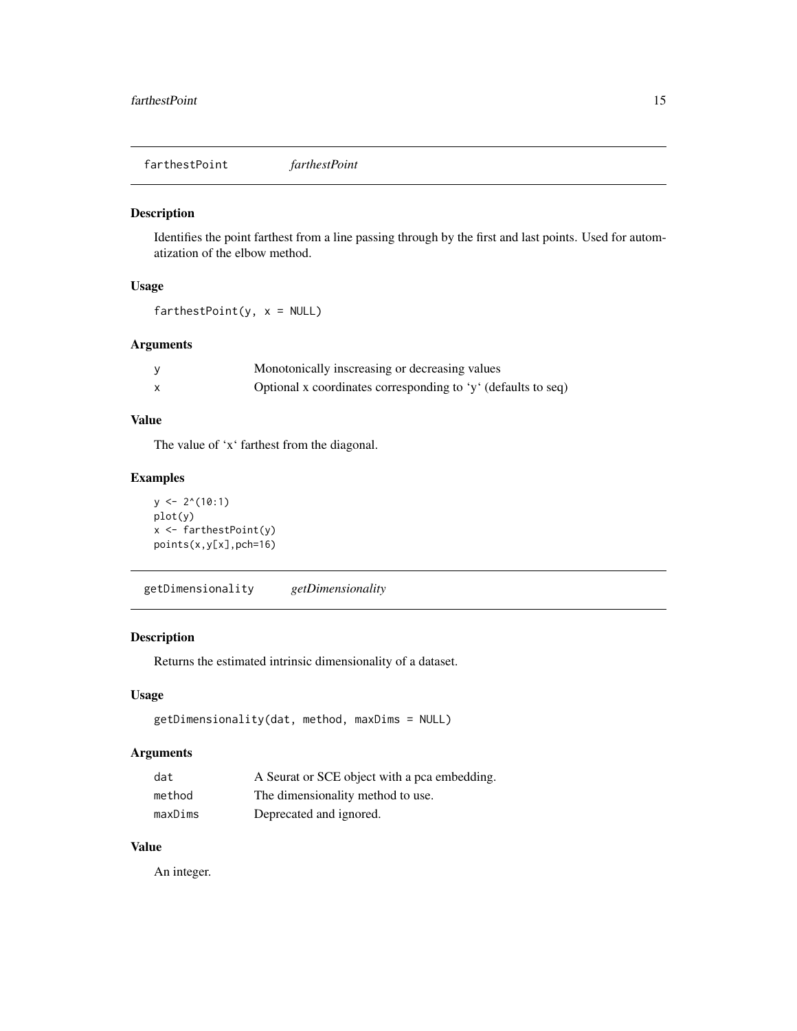## farthestPoint *farthestPoint*

### Description

Identifies the point farthest from a line passing through by the first and last points. Used for automatization of the elbow method.

### Usage

```
farthestPoint(y, x = NULL)
```

### Arguments

| | |
|---|---|
| y | Monotonically inscreasing or decreasing values |
| x | Optional x coordinates corresponding to 'y' (defaults to seq) |

### Value

The value of 'x' farthest from the diagonal.

### Examples

```
y <- 2^(10:1)
plot(y)
x <- farthestPoint(y)
points(x,y[x],pch=16)
```

## getDimensionality *getDimensionality*

### Description

Returns the estimated intrinsic dimensionality of a dataset.

### Usage

```
getDimensionality(dat, method, maxDims = NULL)
```

### Arguments

| | |
|---|---|
| dat | A Seurat or SCE object with a pca embedding. |
| method | The dimensionality method to use. |
| maxDims | Deprecated and ignored. |

### Value

An integer.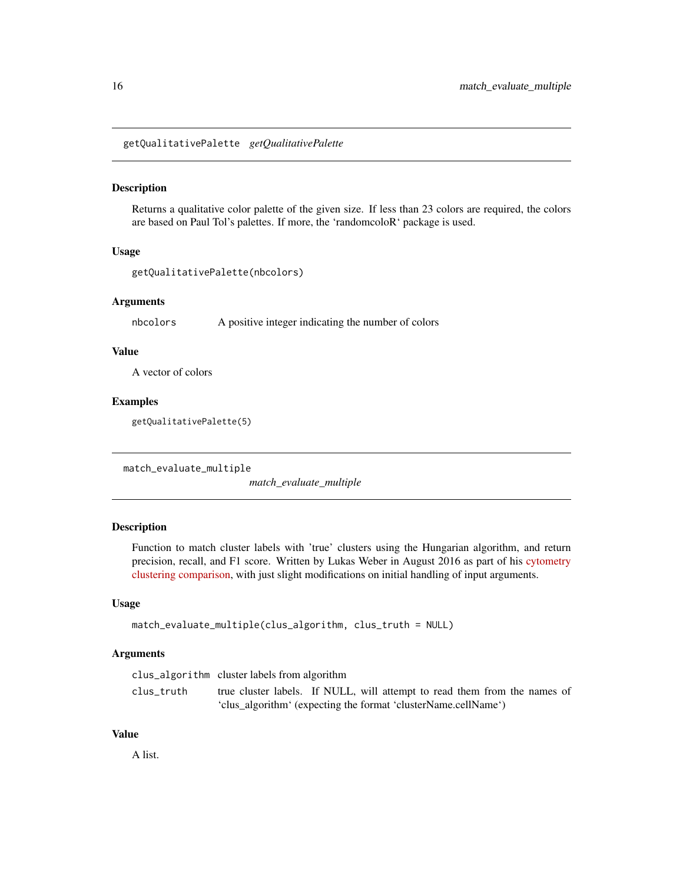## getQualitativePalette *getQualitativePalette*

### Description

Returns a qualitative color palette of the given size. If less than 23 colors are required, the colors are based on Paul Tol's palettes. If more, the 'randomcoloR' package is used.

### Usage

```
getQualitativePalette(nbcolors)
```

### Arguments

| | |
|---|---|
| nbcolors | A positive integer indicating the number of colors |

### Value

A vector of colors

### Examples

```
getQualitativePalette(5)
```

## match_evaluate_multiple *match_evaluate_multiple*

### Description

Function to match cluster labels with 'true' clusters using the Hungarian algorithm, and return precision, recall, and F1 score. Written by Lukas Weber in August 2016 as part of his cytometry clustering comparison, with just slight modifications on initial handling of input arguments.

### Usage

```
match_evaluate_multiple(clus_algorithm, clus_truth = NULL)
```

### Arguments

| | |
|---|---|
| clus_algorithm | cluster labels from algorithm |
| clus_truth | true cluster labels. If NULL, will attempt to read them from the names of 'clus_algorithm' (expecting the format 'clusterName.cellName') |

### Value

A list.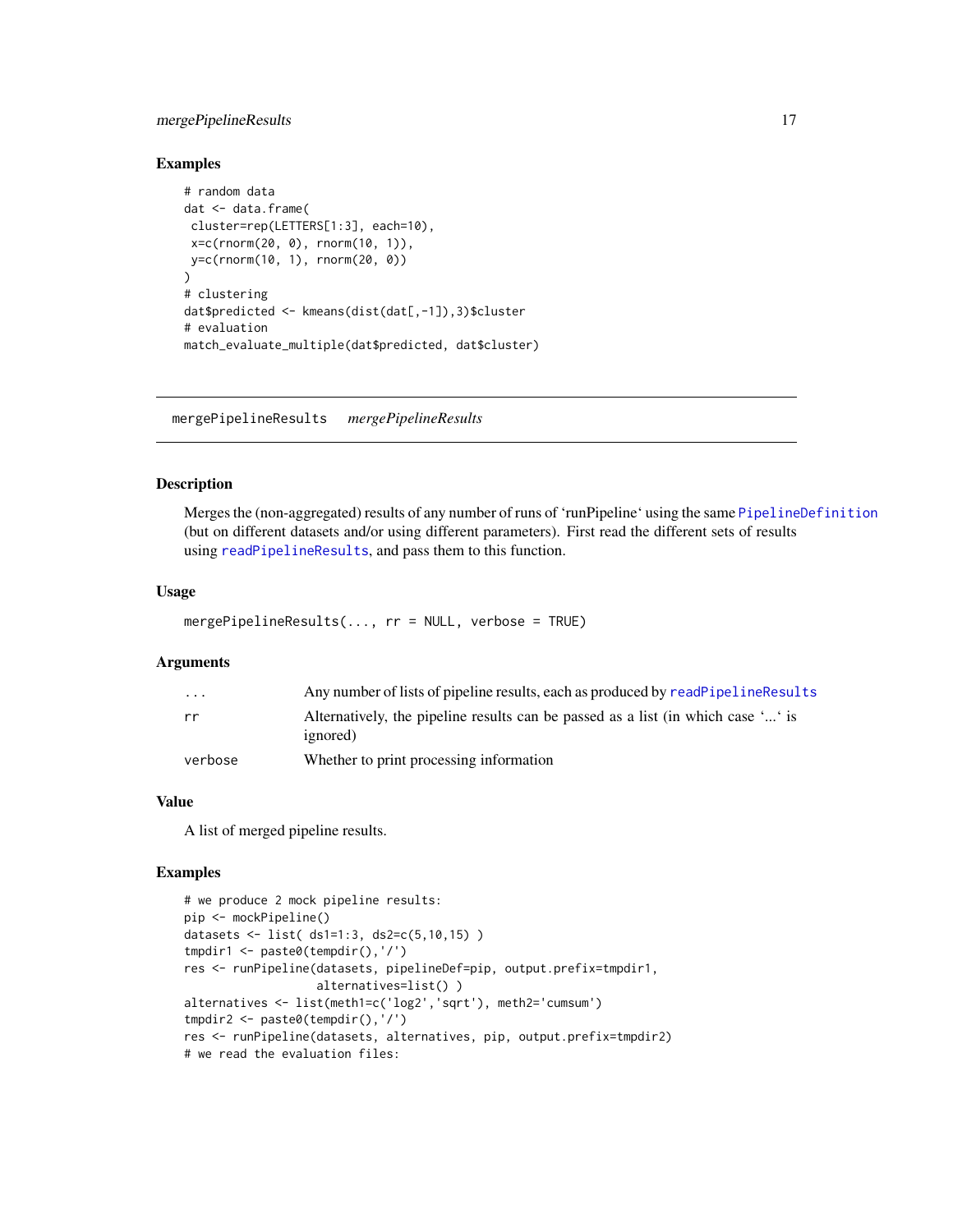### Examples

```
# random data
dat <- data.frame(
 cluster=rep(LETTERS[1:3], each=10),
 x=c(rnorm(20, 0), rnorm(10, 1)),
 y=c(rnorm(10, 1), rnorm(20, 0))
)
# clustering
dat$predicted <- kmeans(dist(dat[,-1]),3)$cluster
# evaluation
match_evaluate_multiple(dat$predicted, dat$cluster)
```

## mergePipelineResults *mergePipelineResults*

### Description

Merges the (non-aggregated) results of any number of runs of 'runPipeline' using the same PipelineDefinition (but on different datasets and/or using different parameters). First read the different sets of results using readPipelineResults, and pass them to this function.

### Usage

```
mergePipelineResults(..., rr = NULL, verbose = TRUE)
```

### Arguments

| | |
|---|---|
| ... | Any number of lists of pipeline results, each as produced by readPipelineResults |
| rr | Alternatively, the pipeline results can be passed as a list (in which case '...' is ignored) |
| verbose | Whether to print processing information |

### Value

A list of merged pipeline results.

### Examples

```
# we produce 2 mock pipeline results:
pip <- mockPipeline()
datasets <- list( ds1=1:3, ds2=c(5,10,15) )
tmpdir1 <- paste0(tempdir(),'/')
res <- runPipeline(datasets, pipelineDef=pip, output.prefix=tmpdir1,
                   alternatives=list() )
alternatives <- list(meth1=c('log2','sqrt'), meth2='cumsum')
tmpdir2 <- paste0(tempdir(),'/')
res <- runPipeline(datasets, alternatives, pip, output.prefix=tmpdir2)
# we read the evaluation files:
```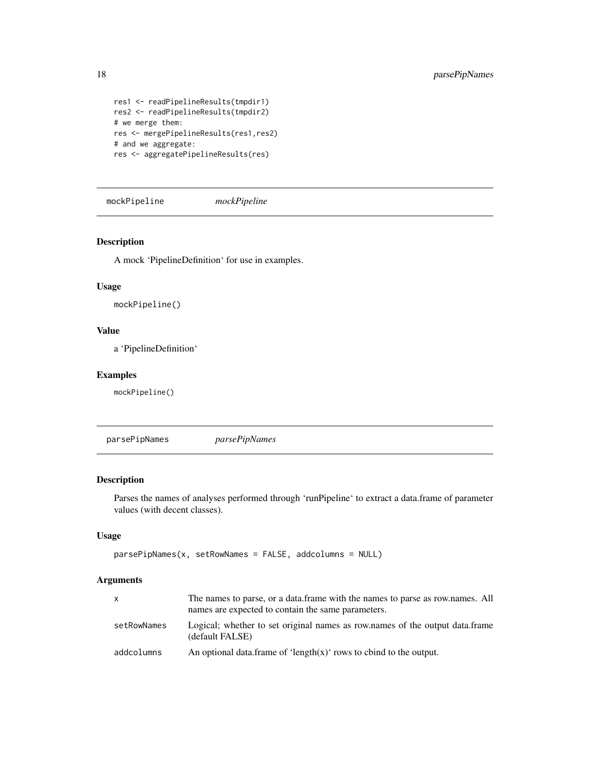```
res1 <- readPipelineResults(tmpdir1)
res2 <- readPipelineResults(tmpdir2)
# we merge them:
res <- mergePipelineResults(res1,res2)
# and we aggregate:
res <- aggregatePipelineResults(res)
```

## mockPipeline *mockPipeline*

### Description

A mock 'PipelineDefinition' for use in examples.

### Usage

```
mockPipeline()
```

### Value

a 'PipelineDefinition'

### Examples

```
mockPipeline()
```

## parsePipNames *parsePipNames*

### Description

Parses the names of analyses performed through 'runPipeline' to extract a data.frame of parameter values (with decent classes).

### Usage

```
parsePipNames(x, setRowNames = FALSE, addcolumns = NULL)
```

### Arguments

| | |
|---|---|
| x | The names to parse, or a data.frame with the names to parse as row.names. All names are expected to contain the same parameters. |
| setRowNames | Logical; whether to set original names as row.names of the output data.frame (default FALSE) |
| addcolumns | An optional data.frame of 'length(x)' rows to cbind to the output. |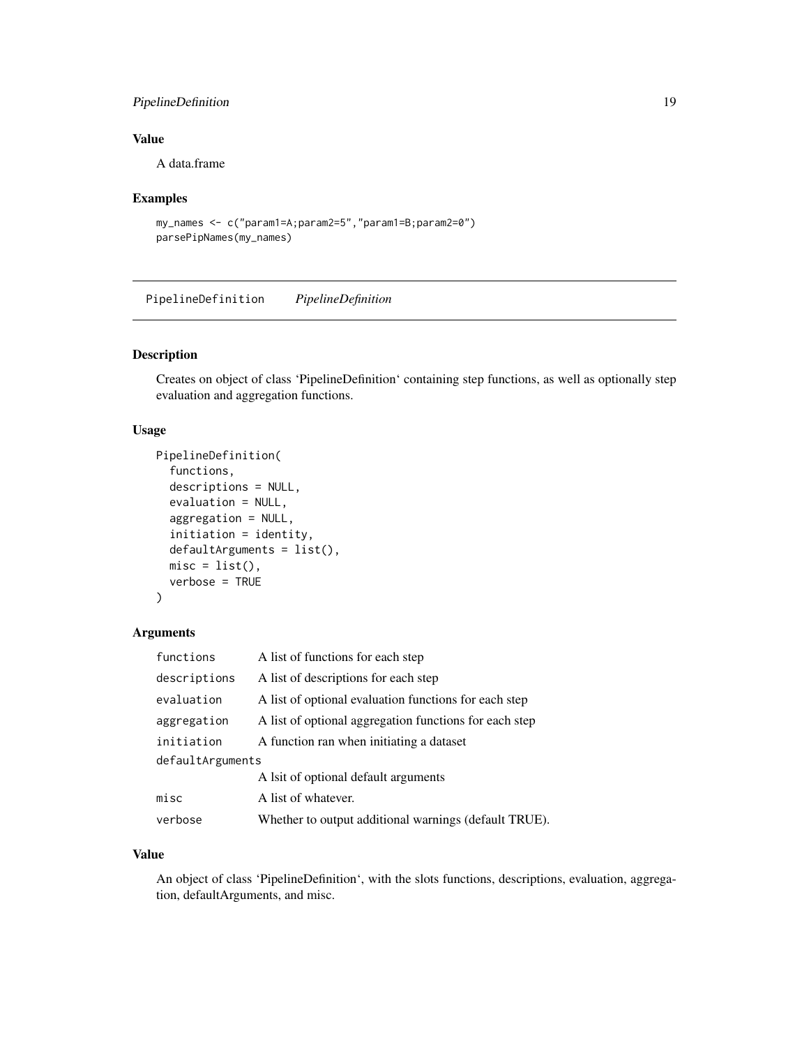### Value

A data.frame

### Examples

```
my_names <- c("param1=A;param2=5","param1=B;param2=0")
parsePipNames(my_names)
```

---

## PipelineDefinition *PipelineDefinition*

---

### Description

Creates on object of class 'PipelineDefinition' containing step functions, as well as optionally step evaluation and aggregation functions.

### Usage

```
PipelineDefinition(
  functions,
  descriptions = NULL,
  evaluation = NULL,
  aggregation = NULL,
  initiation = identity,
  defaultArguments = list(),
  misc = list(),
  verbose = TRUE
)
```

### Arguments

| | |
|---|---|
| functions | A list of functions for each step |
| descriptions | A list of descriptions for each step |
| evaluation | A list of optional evaluation functions for each step |
| aggregation | A list of optional aggregation functions for each step |
| initiation | A function ran when initiating a dataset |
| defaultArguments | A lsit of optional default arguments |
| misc | A list of whatever. |
| verbose | Whether to output additional warnings (default TRUE). |

### Value

An object of class 'PipelineDefinition', with the slots functions, descriptions, evaluation, aggregation, defaultArguments, and misc.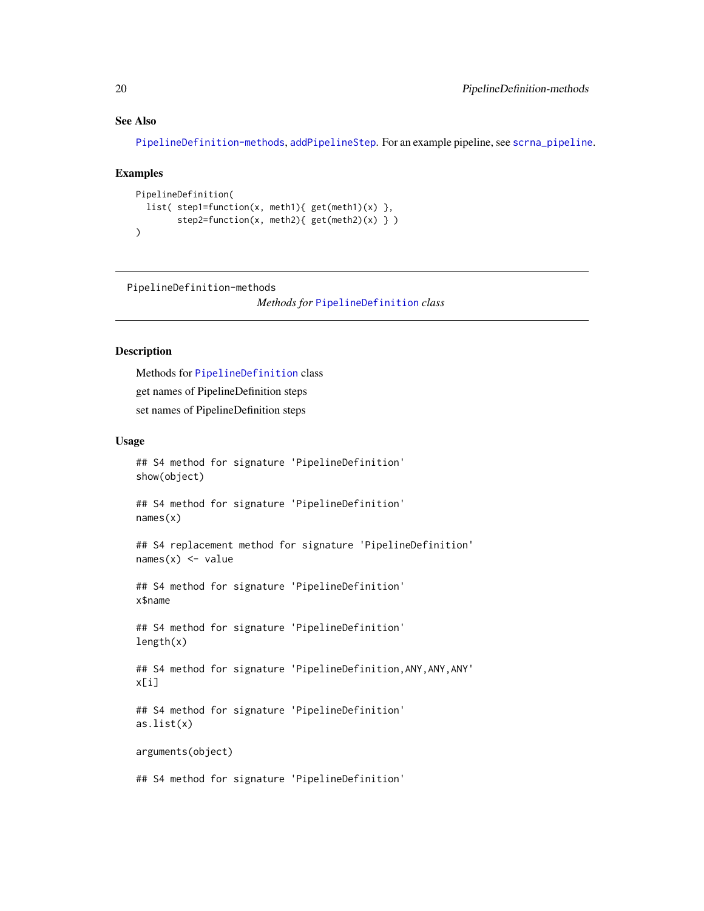### See Also

PipelineDefinition-methods, addPipelineStep. For an example pipeline, see scrna_pipeline.

### Examples

```
PipelineDefinition(
  list( step1=function(x, meth1){ get(meth1)(x) },
        step2=function(x, meth2){ get(meth2)(x) } )
)
```

---

PipelineDefinition-methods

*Methods for* PipelineDefinition *class*

---

### Description

Methods for PipelineDefinition class

get names of PipelineDefinition steps

set names of PipelineDefinition steps

### Usage

```
## S4 method for signature 'PipelineDefinition'
show(object)

## S4 method for signature 'PipelineDefinition'
names(x)

## S4 replacement method for signature 'PipelineDefinition'
names(x) <- value

## S4 method for signature 'PipelineDefinition'
x$name

## S4 method for signature 'PipelineDefinition'
length(x)

## S4 method for signature 'PipelineDefinition,ANY,ANY,ANY'
x[i]

## S4 method for signature 'PipelineDefinition'
as.list(x)

arguments(object)

## S4 method for signature 'PipelineDefinition'
```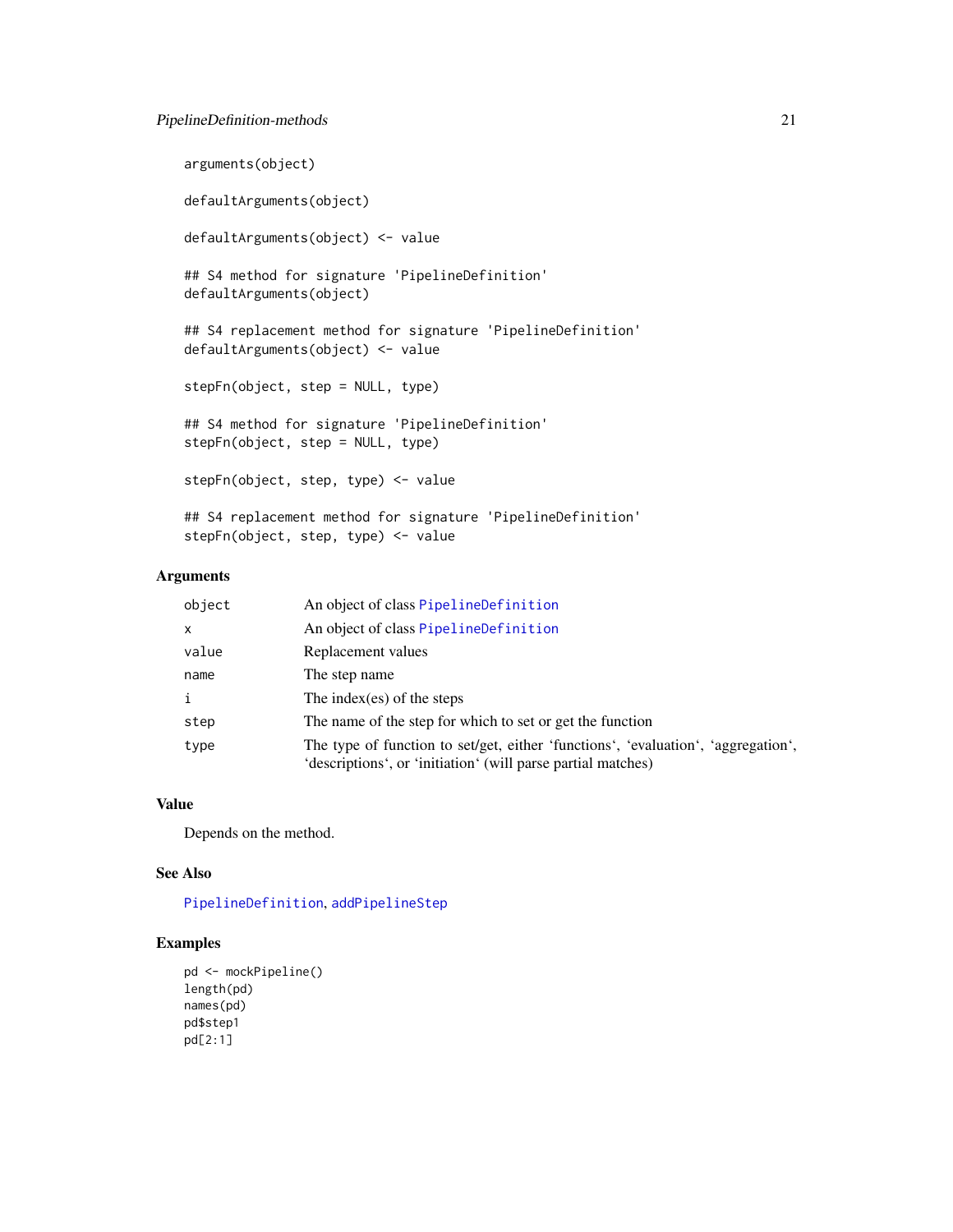```
arguments(object)

defaultArguments(object)

defaultArguments(object) <- value

## S4 method for signature 'PipelineDefinition'
defaultArguments(object)

## S4 replacement method for signature 'PipelineDefinition'
defaultArguments(object) <- value

stepFn(object, step = NULL, type)

## S4 method for signature 'PipelineDefinition'
stepFn(object, step = NULL, type)

stepFn(object, step, type) <- value

## S4 replacement method for signature 'PipelineDefinition'
stepFn(object, step, type) <- value
```

## Arguments

| | |
|---|---|
| object | An object of class PipelineDefinition |
| x | An object of class PipelineDefinition |
| value | Replacement values |
| name | The step name |
| i | The index(es) of the steps |
| step | The name of the step for which to set or get the function |
| type | The type of function to set/get, either 'functions', 'evaluation', 'aggregation', 'descriptions', or 'initiation' (will parse partial matches) |

## Value

Depends on the method.

## See Also

PipelineDefinition, addPipelineStep

## Examples

```
pd <- mockPipeline()
length(pd)
names(pd)
pd$step1
pd[2:1]
```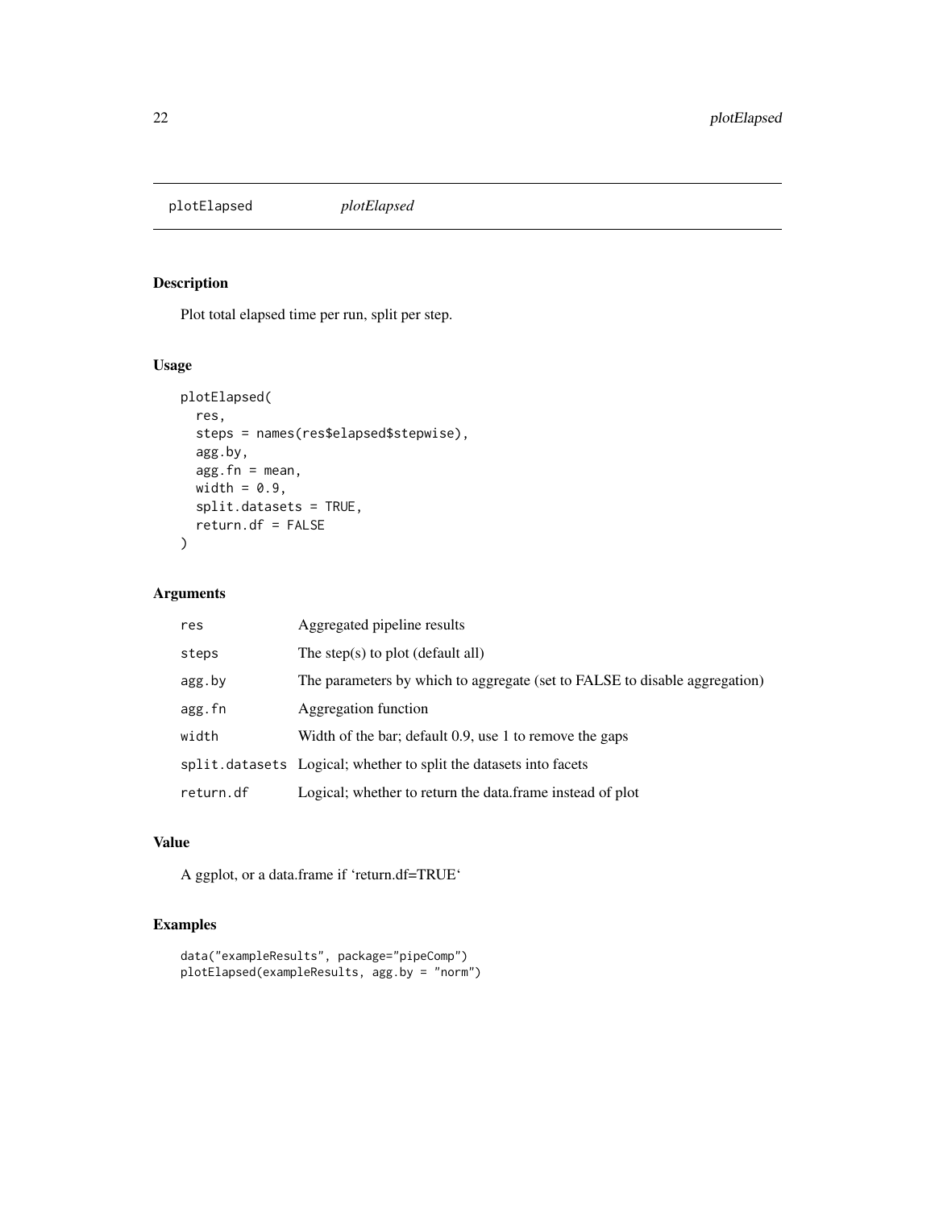plotElapsed *plotElapsed*

## Description

Plot total elapsed time per run, split per step.

## Usage

```
plotElapsed(
  res,
  steps = names(res$elapsed$stepwise),
  agg.by,
  agg.fn = mean,
  width = 0.9,
  split.datasets = TRUE,
  return.df = FALSE
)
```

## Arguments

| | |
|---|---|
| res | Aggregated pipeline results |
| steps | The step(s) to plot (default all) |
| agg.by | The parameters by which to aggregate (set to FALSE to disable aggregation) |
| agg.fn | Aggregation function |
| width | Width of the bar; default 0.9, use 1 to remove the gaps |
| split.datasets | Logical; whether to split the datasets into facets |
| return.df | Logical; whether to return the data.frame instead of plot |

## Value

A ggplot, or a data.frame if 'return.df=TRUE'

## Examples

```
data("exampleResults", package="pipeComp")
plotElapsed(exampleResults, agg.by = "norm")
```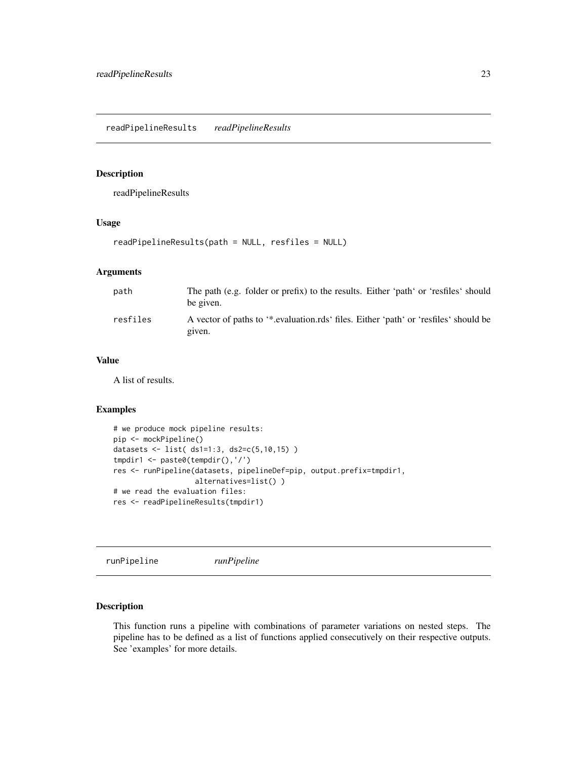## readPipelineResults *readPipelineResults*

### Description

readPipelineResults

### Usage

```
readPipelineResults(path = NULL, resfiles = NULL)
```

### Arguments

| | |
|---|---|
| path | The path (e.g. folder or prefix) to the results. Either 'path' or 'resfiles' should be given. |
| resfiles | A vector of paths to '*.evaluation.rds' files. Either 'path' or 'resfiles' should be given. |

### Value

A list of results.

### Examples

```
# we produce mock pipeline results:
pip <- mockPipeline()
datasets <- list( ds1=1:3, ds2=c(5,10,15) )
tmpdir1 <- paste0(tempdir(),'/')
res <- runPipeline(datasets, pipelineDef=pip, output.prefix=tmpdir1,
                   alternatives=list() )
# we read the evaluation files:
res <- readPipelineResults(tmpdir1)
```

## runPipeline *runPipeline*

### Description

This function runs a pipeline with combinations of parameter variations on nested steps. The pipeline has to be defined as a list of functions applied consecutively on their respective outputs. See 'examples' for more details.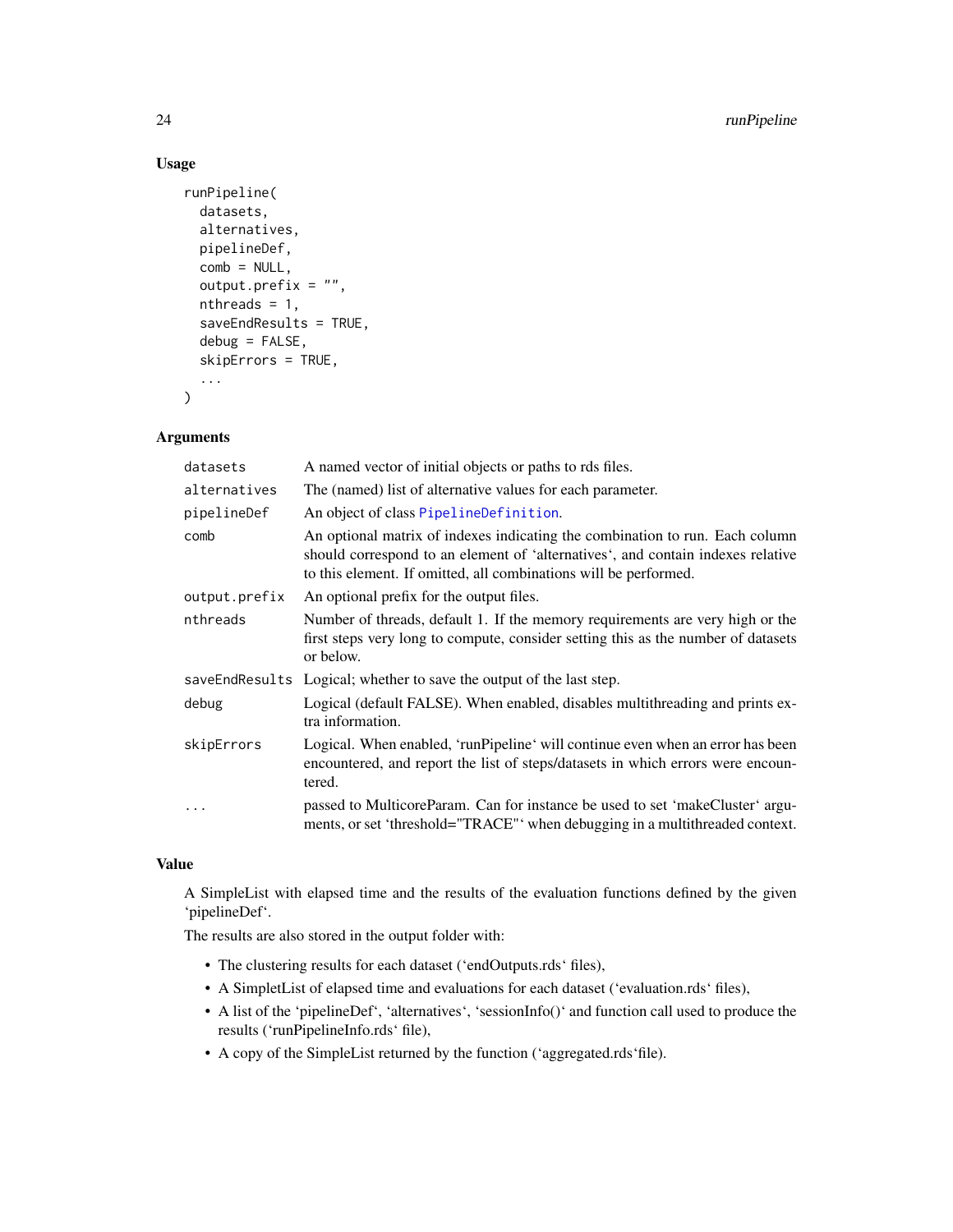## Usage

```
runPipeline(
  datasets,
  alternatives,
  pipelineDef,
  comb = NULL,
  output.prefix = "",
  nthreads = 1,
  saveEndResults = TRUE,
  debug = FALSE,
  skipErrors = TRUE,
  ...
)
```

## Arguments

| | |
|---|---|
| datasets | A named vector of initial objects or paths to rds files. |
| alternatives | The (named) list of alternative values for each parameter. |
| pipelineDef | An object of class PipelineDefinition. |
| comb | An optional matrix of indexes indicating the combination to run. Each column should correspond to an element of 'alternatives', and contain indexes relative to this element. If omitted, all combinations will be performed. |
| output.prefix | An optional prefix for the output files. |
| nthreads | Number of threads, default 1. If the memory requirements are very high or the first steps very long to compute, consider setting this as the number of datasets or below. |
| saveEndResults | Logical; whether to save the output of the last step. |
| debug | Logical (default FALSE). When enabled, disables multithreading and prints extra information. |
| skipErrors | Logical. When enabled, 'runPipeline' will continue even when an error has been encountered, and report the list of steps/datasets in which errors were encountered. |
| ... | passed to MulticoreParam. Can for instance be used to set 'makeCluster' arguments, or set 'threshold="TRACE"' when debugging in a multithreaded context. |

## Value

A SimpleList with elapsed time and the results of the evaluation functions defined by the given 'pipelineDef'.

The results are also stored in the output folder with:

- The clustering results for each dataset ('endOutputs.rds' files),
- A SimpletList of elapsed time and evaluations for each dataset ('evaluation.rds' files),
- A list of the 'pipelineDef', 'alternatives', 'sessionInfo()' and function call used to produce the results ('runPipelineInfo.rds' file),
- A copy of the SimpleList returned by the function ('aggregated.rds'file).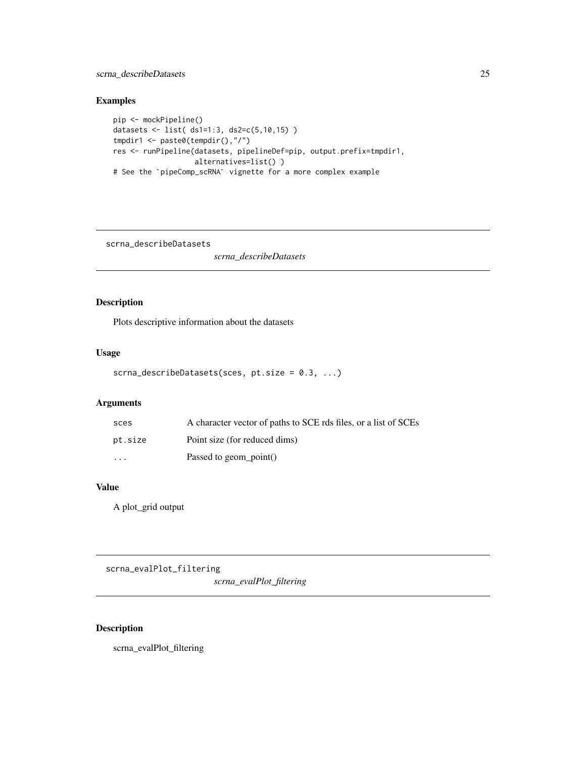## Examples

```
pip <- mockPipeline()
datasets <- list( ds1=1:3, ds2=c(5,10,15) )
tmpdir1 <- paste0(tempdir(),"/")
res <- runPipeline(datasets, pipelineDef=pip, output.prefix=tmpdir1,
                   alternatives=list() )
# See the `pipeComp_scRNA` vignette for a more complex example
```

---

# scrna_describeDatasets

*scrna_describeDatasets*

## Description

Plots descriptive information about the datasets

## Usage

```
scrna_describeDatasets(sces, pt.size = 0.3, ...)
```

## Arguments

| | |
|---|---|
| sces | A character vector of paths to SCE rds files, or a list of SCEs |
| pt.size | Point size (for reduced dims) |
| ... | Passed to geom_point() |

## Value

A plot_grid output

---

# scrna_evalPlot_filtering

*scrna_evalPlot_filtering*

## Description

scrna_evalPlot_filtering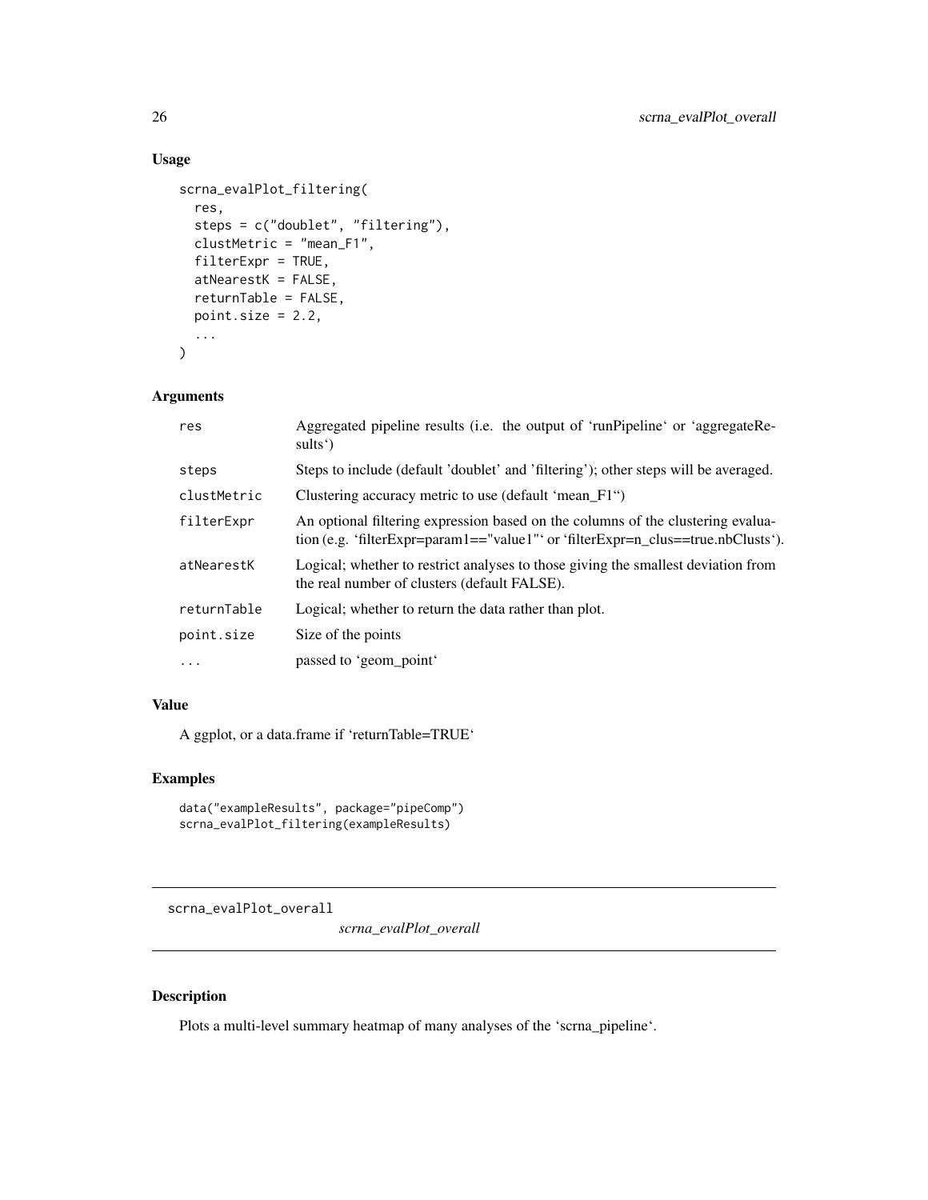## Usage

```
scrna_evalPlot_filtering(
  res,
  steps = c("doublet", "filtering"),
  clustMetric = "mean_F1",
  filterExpr = TRUE,
  atNearestK = FALSE,
  returnTable = FALSE,
  point.size = 2.2,
  ...
)
```

## Arguments

| | |
|---|---|
| res | Aggregated pipeline results (i.e. the output of 'runPipeline' or 'aggregateResults') |
| steps | Steps to include (default 'doublet' and 'filtering'); other steps will be averaged. |
| clustMetric | Clustering accuracy metric to use (default 'mean_F1") |
| filterExpr | An optional filtering expression based on the columns of the clustering evaluation (e.g. 'filterExpr=param1=="value1"' or 'filterExpr=n_clus==true.nbClusts'). |
| atNearestK | Logical; whether to restrict analyses to those giving the smallest deviation from the real number of clusters (default FALSE). |
| returnTable | Logical; whether to return the data rather than plot. |
| point.size | Size of the points |
| ... | passed to 'geom_point' |

## Value

A ggplot, or a data.frame if 'returnTable=TRUE'

## Examples

```
data("exampleResults", package="pipeComp")
scrna_evalPlot_filtering(exampleResults)
```

---

# scrna_evalPlot_overall

*scrna_evalPlot_overall*

## Description

Plots a multi-level summary heatmap of many analyses of the 'scrna_pipeline'.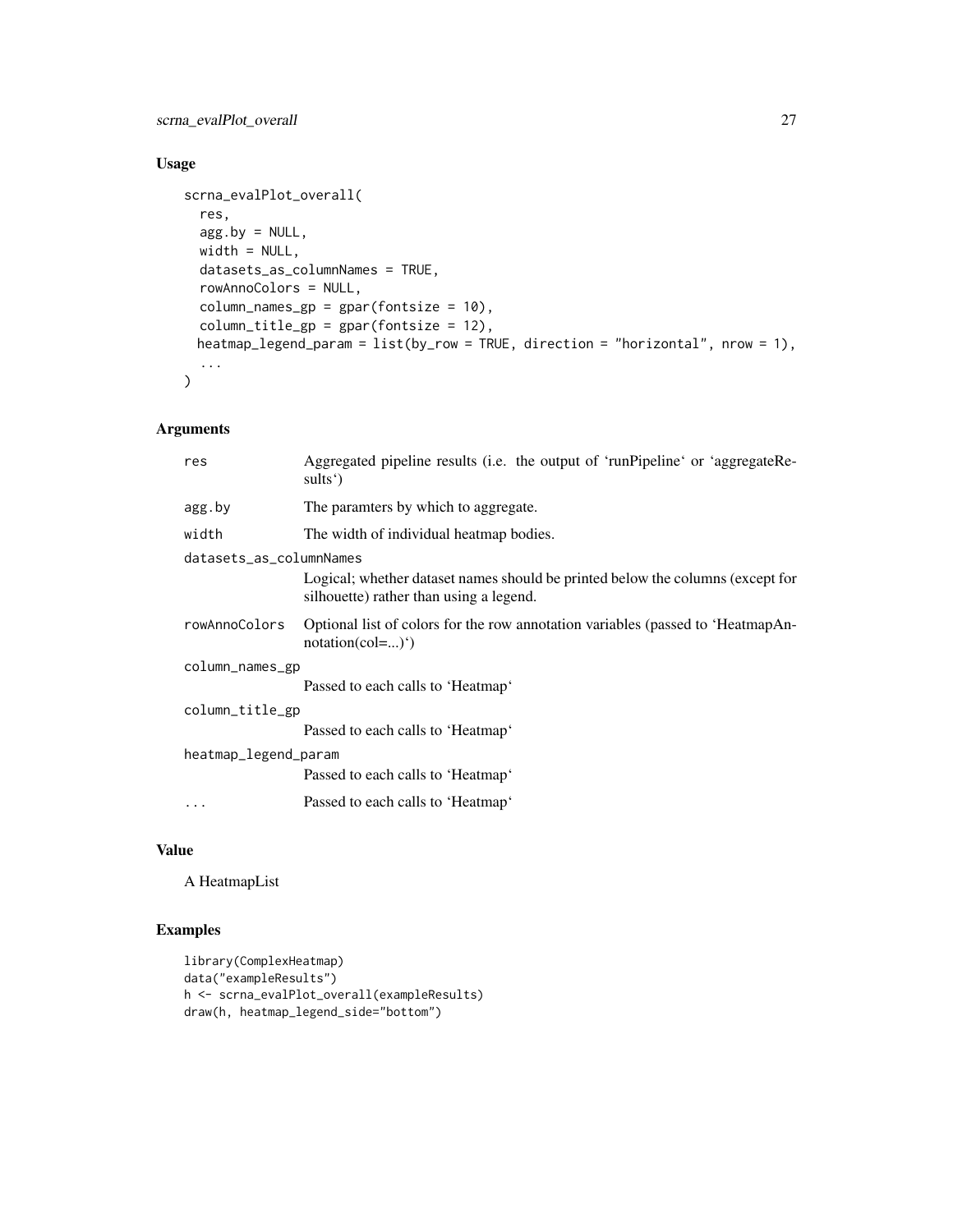## Usage

```
scrna_evalPlot_overall(
  res,
  agg.by = NULL,
  width = NULL,
  datasets_as_columnNames = TRUE,
  rowAnnoColors = NULL,
  column_names_gp = gpar(fontsize = 10),
  column_title_gp = gpar(fontsize = 12),
  heatmap_legend_param = list(by_row = TRUE, direction = "horizontal", nrow = 1),
  ...
)
```

## Arguments

| | |
|---|---|
| `res` | Aggregated pipeline results (i.e. the output of 'runPipeline' or 'aggregateResults') |
| `agg.by` | The paramters by which to aggregate. |
| `width` | The width of individual heatmap bodies. |
| `datasets_as_columnNames` | Logical; whether dataset names should be printed below the columns (except for silhouette) rather than using a legend. |
| `rowAnnoColors` | Optional list of colors for the row annotation variables (passed to 'HeatmapAnnotation(col=...)') |
| `column_names_gp` | Passed to each calls to 'Heatmap' |
| `column_title_gp` | Passed to each calls to 'Heatmap' |
| `heatmap_legend_param` | Passed to each calls to 'Heatmap' |
| `...` | Passed to each calls to 'Heatmap' |

## Value

A HeatmapList

## Examples

```
library(ComplexHeatmap)
data("exampleResults")
h <- scrna_evalPlot_overall(exampleResults)
draw(h, heatmap_legend_side="bottom")
```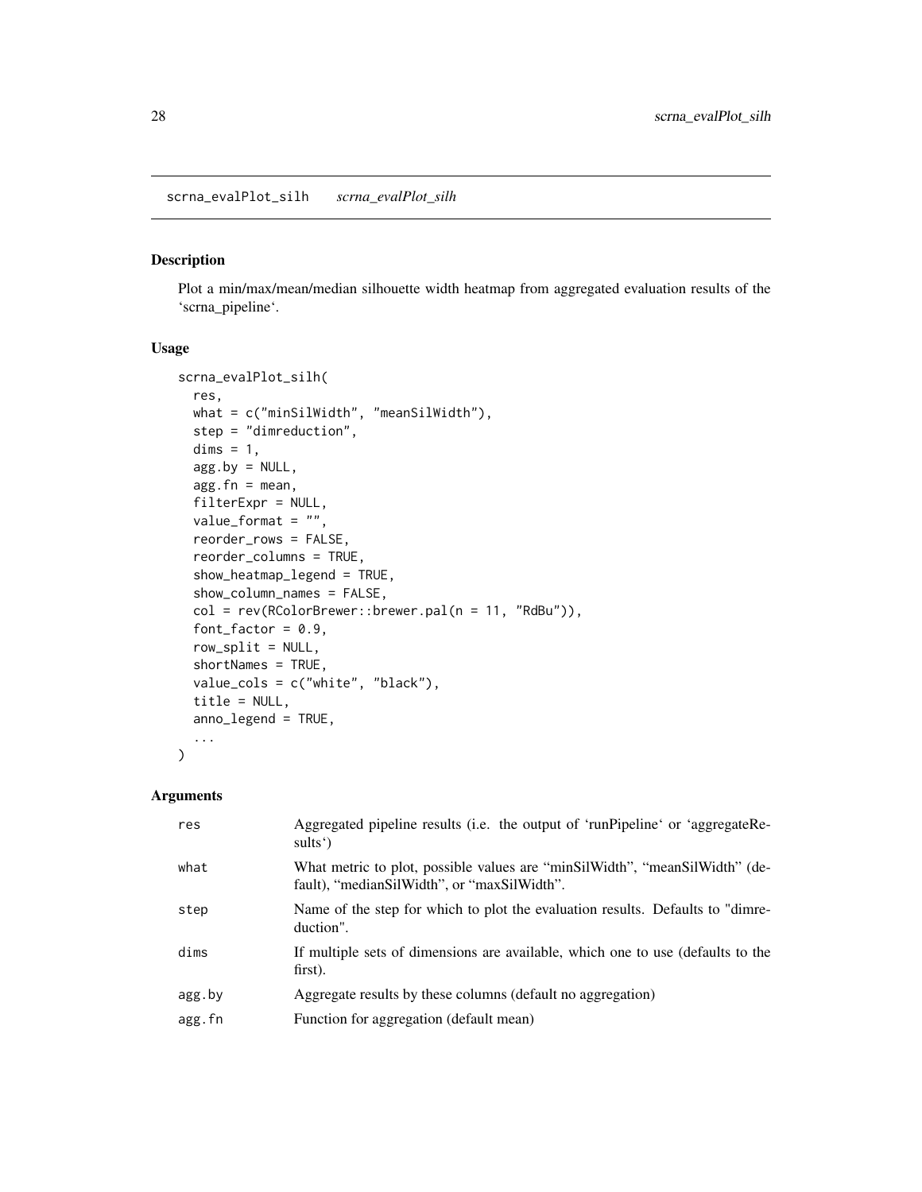## scrna_evalPlot_silh *scrna_evalPlot_silh*

### Description

Plot a min/max/mean/median silhouette width heatmap from aggregated evaluation results of the 'scrna_pipeline'.

### Usage

```
scrna_evalPlot_silh(
  res,
  what = c("minSilWidth", "meanSilWidth"),
  step = "dimreduction",
  dims = 1,
  agg.by = NULL,
  agg.fn = mean,
  filterExpr = NULL,
  value_format = "",
  reorder_rows = FALSE,
  reorder_columns = TRUE,
  show_heatmap_legend = TRUE,
  show_column_names = FALSE,
  col = rev(RColorBrewer::brewer.pal(n = 11, "RdBu")),
  font_factor = 0.9,
  row_split = NULL,
  shortNames = TRUE,
  value_cols = c("white", "black"),
  title = NULL,
  anno_legend = TRUE,
  ...
)
```

### Arguments

| | |
|---|---|
| res | Aggregated pipeline results (i.e. the output of 'runPipeline' or 'aggregateResults') |
| what | What metric to plot, possible values are "minSilWidth", "meanSilWidth" (default), "medianSilWidth", or "maxSilWidth". |
| step | Name of the step for which to plot the evaluation results. Defaults to "dimreduction". |
| dims | If multiple sets of dimensions are available, which one to use (defaults to the first). |
| agg.by | Aggregate results by these columns (default no aggregation) |
| agg.fn | Function for aggregation (default mean) |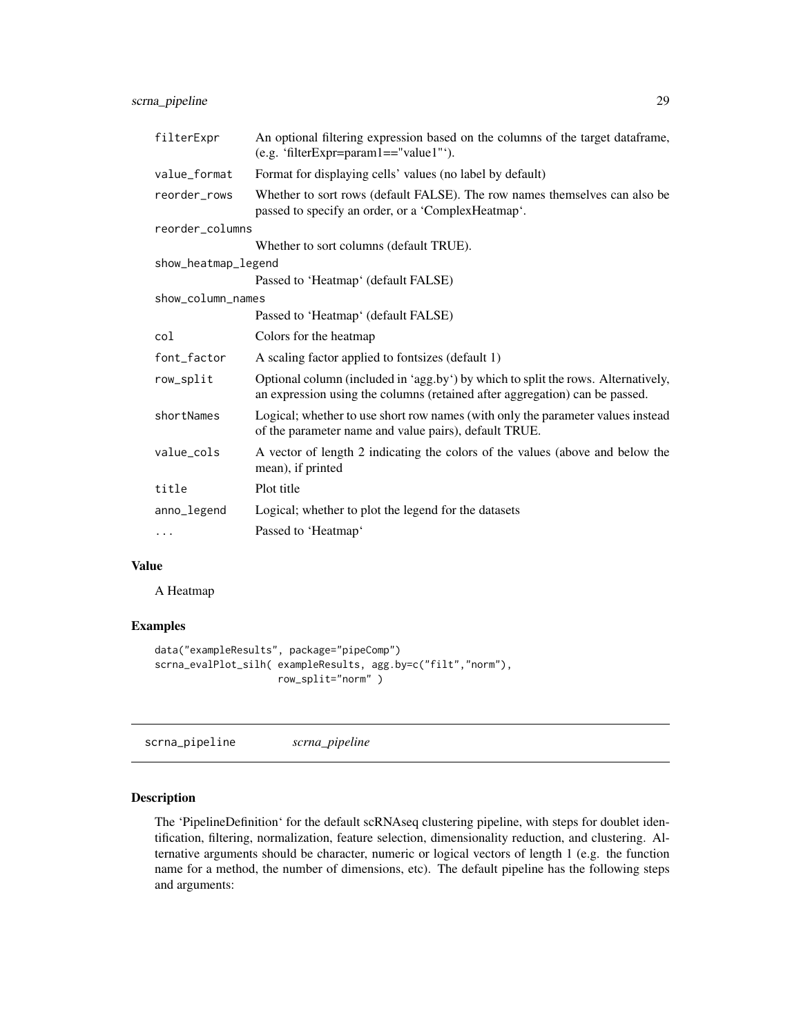| | |
|---|---|
| filterExpr | An optional filtering expression based on the columns of the target dataframe, (e.g. 'filterExpr=param1=="value1"'). |
| value_format | Format for displaying cells' values (no label by default) |
| reorder_rows | Whether to sort rows (default FALSE). The row names themselves can also be passed to specify an order, or a 'ComplexHeatmap'. |
| reorder_columns | Whether to sort columns (default TRUE). |
| show_heatmap_legend | Passed to 'Heatmap' (default FALSE) |
| show_column_names | Passed to 'Heatmap' (default FALSE) |
| col | Colors for the heatmap |
| font_factor | A scaling factor applied to fontsizes (default 1) |
| row_split | Optional column (included in 'agg.by') by which to split the rows. Alternatively, an expression using the columns (retained after aggregation) can be passed. |
| shortNames | Logical; whether to use short row names (with only the parameter values instead of the parameter name and value pairs), default TRUE. |
| value_cols | A vector of length 2 indicating the colors of the values (above and below the mean), if printed |
| title | Plot title |
| anno_legend | Logical; whether to plot the legend for the datasets |
| ... | Passed to 'Heatmap' |

## Value

A Heatmap

## Examples

```
data("exampleResults", package="pipeComp")
scrna_evalPlot_silh( exampleResults, agg.by=c("filt","norm"),
                     row_split="norm" )
```

---

# scrna_pipeline &nbsp;&nbsp;&nbsp; *scrna_pipeline*

## Description

The 'PipelineDefinition' for the default scRNAseq clustering pipeline, with steps for doublet identification, filtering, normalization, feature selection, dimensionality reduction, and clustering. Alternative arguments should be character, numeric or logical vectors of length 1 (e.g. the function name for a method, the number of dimensions, etc). The default pipeline has the following steps and arguments: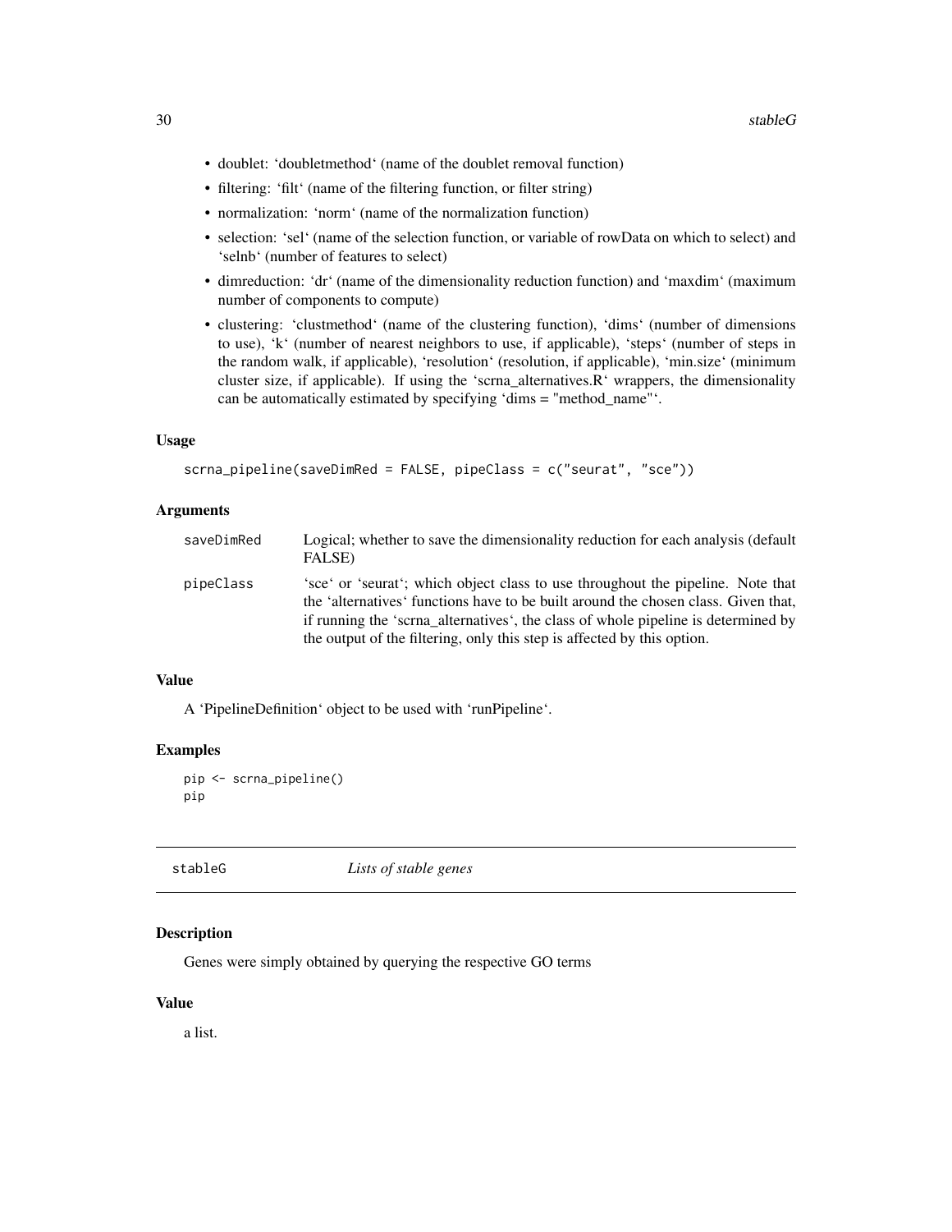- doublet: 'doubletmethod' (name of the doublet removal function)
- filtering: 'filt' (name of the filtering function, or filter string)
- normalization: 'norm' (name of the normalization function)
- selection: 'sel' (name of the selection function, or variable of rowData on which to select) and 'selnb' (number of features to select)
- dimreduction: 'dr' (name of the dimensionality reduction function) and 'maxdim' (maximum number of components to compute)
- clustering: 'clustmethod' (name of the clustering function), 'dims' (number of dimensions to use), 'k' (number of nearest neighbors to use, if applicable), 'steps' (number of steps in the random walk, if applicable), 'resolution' (resolution, if applicable), 'min.size' (minimum cluster size, if applicable). If using the 'scrna_alternatives.R' wrappers, the dimensionality can be automatically estimated by specifying 'dims = "method_name"'.

### Usage

```
scrna_pipeline(saveDimRed = FALSE, pipeClass = c("seurat", "sce"))
```

### Arguments

| | |
|---|---|
| saveDimRed | Logical; whether to save the dimensionality reduction for each analysis (default FALSE) |
| pipeClass | 'sce' or 'seurat'; which object class to use throughout the pipeline. Note that the 'alternatives' functions have to be built around the chosen class. Given that, if running the 'scrna_alternatives', the class of whole pipeline is determined by the output of the filtering, only this step is affected by this option. |

### Value

A 'PipelineDefinition' object to be used with 'runPipeline'.

### Examples

```
pip <- scrna_pipeline()
pip
```

---

## stableG *Lists of stable genes*

### Description

Genes were simply obtained by querying the respective GO terms

### Value

a list.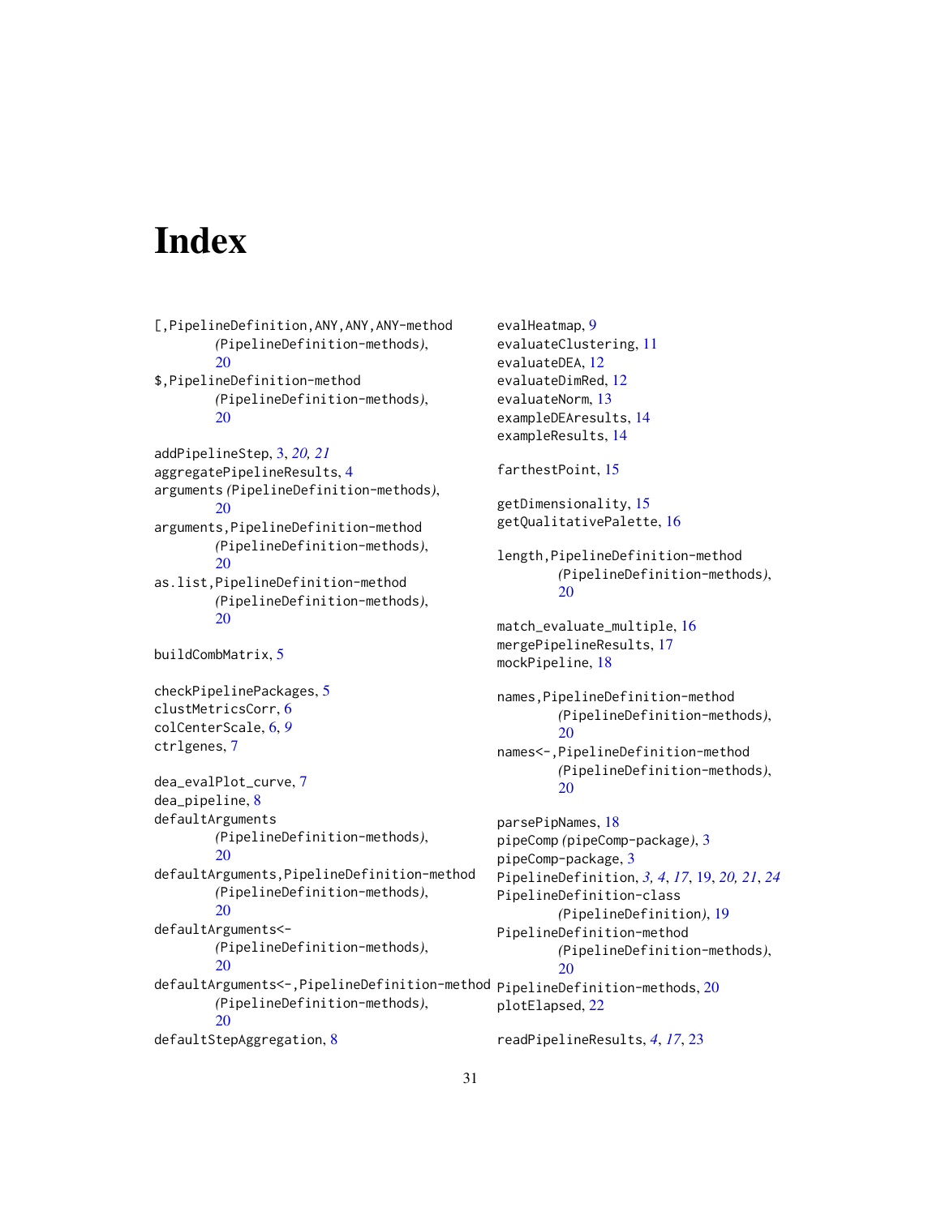# Index

[,PipelineDefinition,ANY,ANY,ANY-method *(*PipelineDefinition-methods*)*, 20
$,PipelineDefinition-method *(*PipelineDefinition-methods*)*, 20

addPipelineStep, 3, *20, 21*
aggregatePipelineResults, 4
arguments *(*PipelineDefinition-methods*)*, 20
arguments,PipelineDefinition-method *(*PipelineDefinition-methods*)*, 20
as.list,PipelineDefinition-method *(*PipelineDefinition-methods*)*, 20

buildCombMatrix, 5

checkPipelinePackages, 5
clustMetricsCorr, 6
colCenterScale, 6, *9*
ctrlgenes, 7

dea_evalPlot_curve, 7
dea_pipeline, 8
defaultArguments *(*PipelineDefinition-methods*)*, 20
defaultArguments,PipelineDefinition-method *(*PipelineDefinition-methods*)*, 20
defaultArguments<- *(*PipelineDefinition-methods*)*, 20
defaultArguments<-,PipelineDefinition-method *(*PipelineDefinition-methods*)*, 20
defaultStepAggregation, 8

evalHeatmap, 9
evaluateClustering, 11
evaluateDEA, 12
evaluateDimRed, 12
evaluateNorm, 13
exampleDEAresults, 14
exampleResults, 14

farthestPoint, 15

getDimensionality, 15
getQualitativePalette, 16

length,PipelineDefinition-method *(*PipelineDefinition-methods*)*, 20

match_evaluate_multiple, 16
mergePipelineResults, 17
mockPipeline, 18

names,PipelineDefinition-method *(*PipelineDefinition-methods*)*, 20
names<-,PipelineDefinition-method *(*PipelineDefinition-methods*)*, 20

parsePipNames, 18
pipeComp *(*pipeComp-package*)*, 3
pipeComp-package, 3
PipelineDefinition, *3, 4*, *17*, 19, *20, 21*, *24*
PipelineDefinition-class *(*PipelineDefinition*)*, 19
PipelineDefinition-method *(*PipelineDefinition-methods*)*, 20
PipelineDefinition-methods, 20
plotElapsed, 22

readPipelineResults, *4*, *17*, 23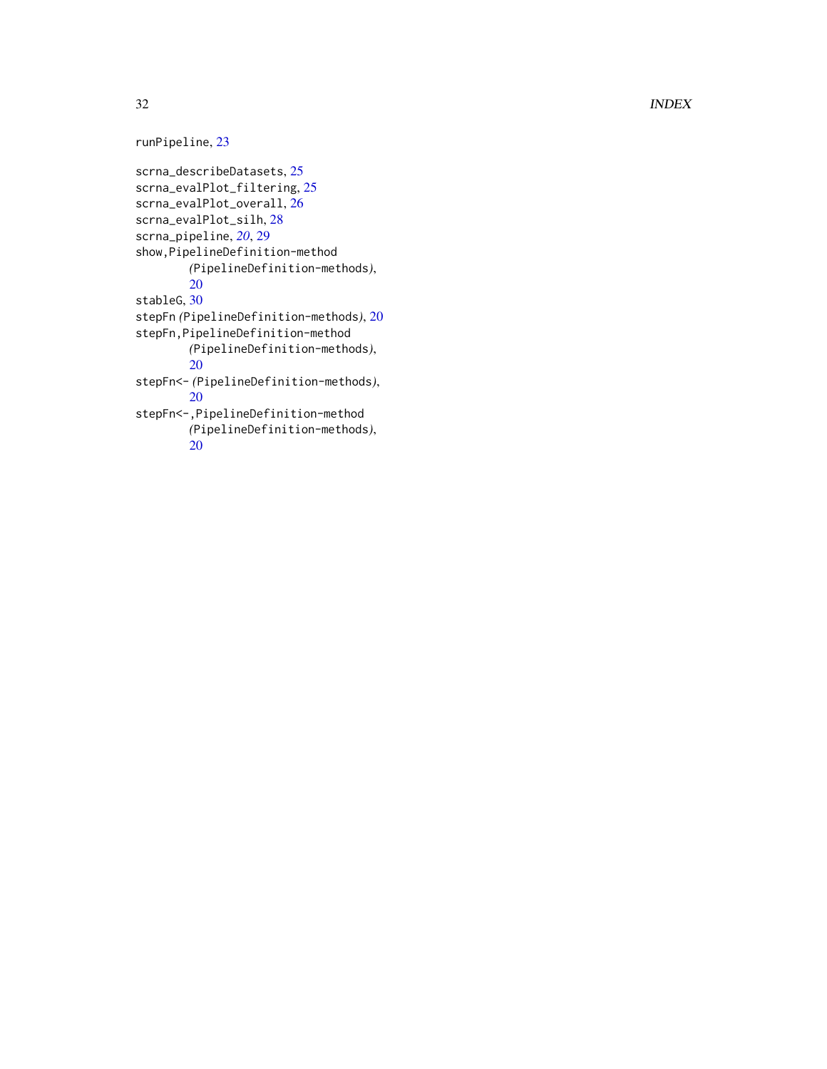runPipeline, 23

scrna_describeDatasets, 25
scrna_evalPlot_filtering, 25
scrna_evalPlot_overall, 26
scrna_evalPlot_silh, 28
scrna_pipeline, *20*, 29
show,PipelineDefinition-method
(PipelineDefinition-methods),
20
stableG, 30
stepFn (PipelineDefinition-methods), 20
stepFn,PipelineDefinition-method
(PipelineDefinition-methods),
20
stepFn<- (PipelineDefinition-methods),
20
stepFn<-,PipelineDefinition-method
(PipelineDefinition-methods),
20